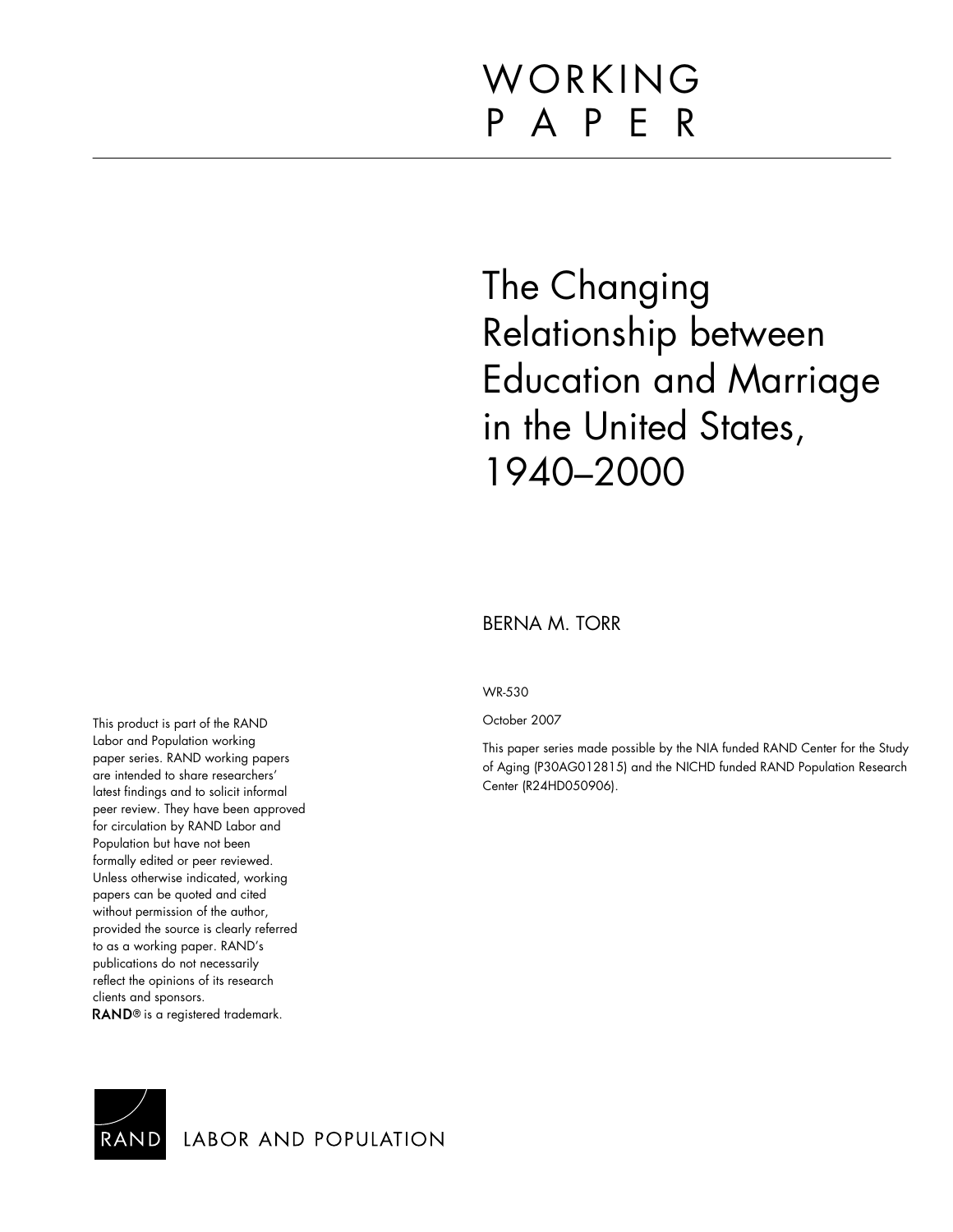WORKING PAPER

# The Changing Relationship between Education and Marriage in the United States, 1940–2000

BERNA M. TORR

WR-530

October 2007

This paper series made possible by the NIA funded RAND Center for the Study of Aging (P30AG012815) and the NICHD funded RAND Population Research Center (R24HD050906).

This product is part of the RAND Labor and Population working paper series. RAND working papers are intended to share researchers' latest findings and to solicit informal peer review. They have been approved for circulation by RAND Labor and Population but have not been formally edited or peer reviewed. Unless otherwise indicated, working papers can be quoted and cited without permission of the author, provided the source is clearly referred to as a working paper. RAND's publications do not necessarily reflect the opinions of its research clients and sponsors. RAND® is a registered trademark.

RAND LABOR AND POPULATION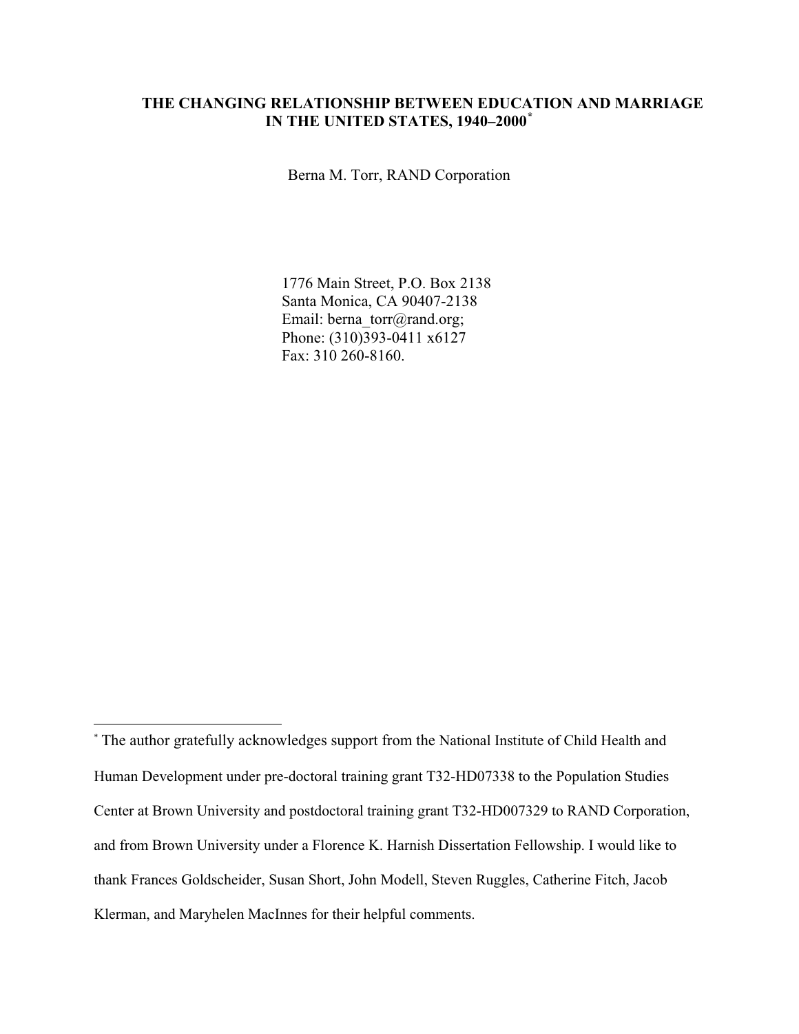# THE CHANGING RELATIONSHIP BETWEEN EDUCATION AND MARRIAGE IN THE UNITED STATES, 1940–2000*

Berna M. Torr, RAND Corporation

1776 Main Street, P.O. Box 2138
Santa Monica, CA 90407-2138
Email: berna_torr@rand.org;
Phone: (310)393-0411 x6127
Fax: 310 260-8160.

---

* The author gratefully acknowledges support from the National Institute of Child Health and Human Development under pre-doctoral training grant T32-HD07338 to the Population Studies Center at Brown University and postdoctoral training grant T32-HD007329 to RAND Corporation, and from Brown University under a Florence K. Harnish Dissertation Fellowship. I would like to thank Frances Goldscheider, Susan Short, John Modell, Steven Ruggles, Catherine Fitch, Jacob Klerman, and Maryhelen MacInnes for their helpful comments.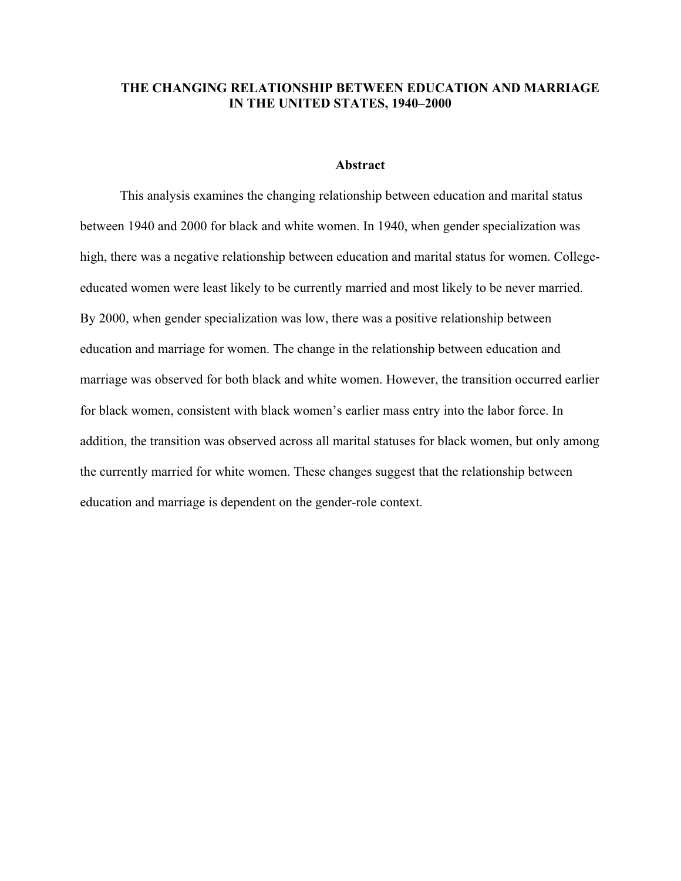# THE CHANGING RELATIONSHIP BETWEEN EDUCATION AND MARRIAGE IN THE UNITED STATES, 1940–2000

## Abstract

This analysis examines the changing relationship between education and marital status between 1940 and 2000 for black and white women. In 1940, when gender specialization was high, there was a negative relationship between education and marital status for women. College-educated women were least likely to be currently married and most likely to be never married. By 2000, when gender specialization was low, there was a positive relationship between education and marriage for women. The change in the relationship between education and marriage was observed for both black and white women. However, the transition occurred earlier for black women, consistent with black women's earlier mass entry into the labor force. In addition, the transition was observed across all marital statuses for black women, but only among the currently married for white women. These changes suggest that the relationship between education and marriage is dependent on the gender-role context.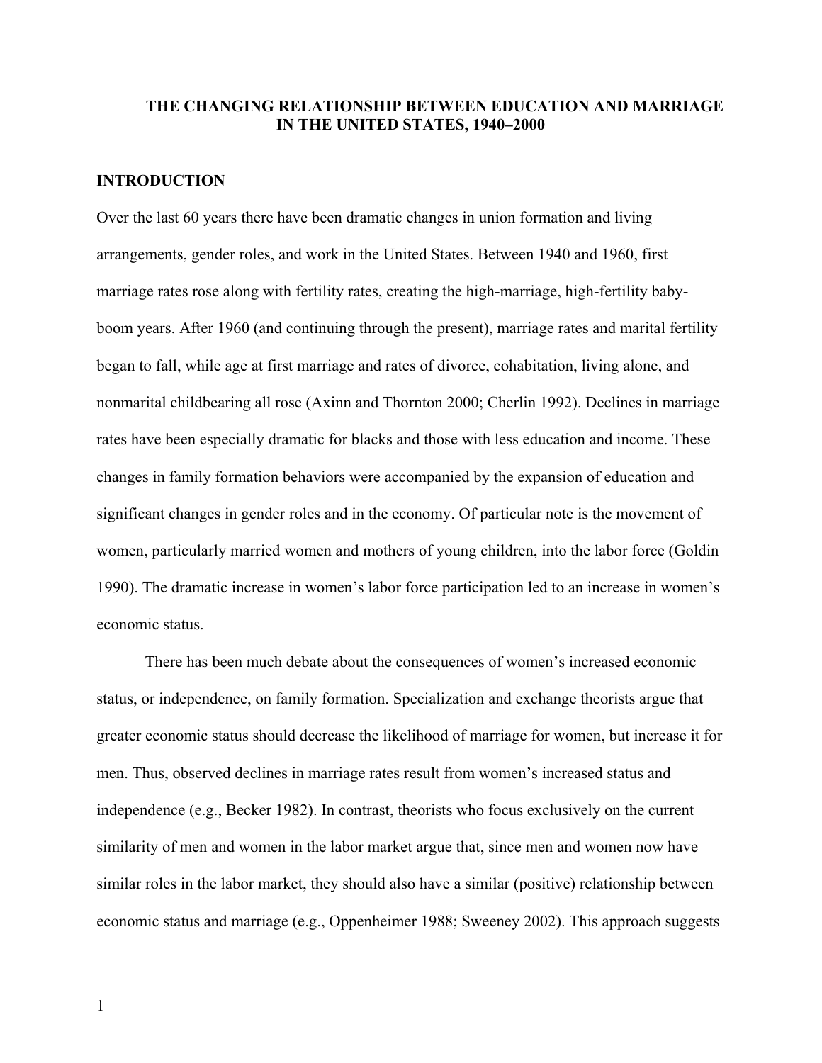# THE CHANGING RELATIONSHIP BETWEEN EDUCATION AND MARRIAGE IN THE UNITED STATES, 1940–2000

## INTRODUCTION

Over the last 60 years there have been dramatic changes in union formation and living arrangements, gender roles, and work in the United States. Between 1940 and 1960, first marriage rates rose along with fertility rates, creating the high-marriage, high-fertility baby-boom years. After 1960 (and continuing through the present), marriage rates and marital fertility began to fall, while age at first marriage and rates of divorce, cohabitation, living alone, and nonmarital childbearing all rose (Axinn and Thornton 2000; Cherlin 1992). Declines in marriage rates have been especially dramatic for blacks and those with less education and income. These changes in family formation behaviors were accompanied by the expansion of education and significant changes in gender roles and in the economy. Of particular note is the movement of women, particularly married women and mothers of young children, into the labor force (Goldin 1990). The dramatic increase in women's labor force participation led to an increase in women's economic status.

There has been much debate about the consequences of women's increased economic status, or independence, on family formation. Specialization and exchange theorists argue that greater economic status should decrease the likelihood of marriage for women, but increase it for men. Thus, observed declines in marriage rates result from women's increased status and independence (e.g., Becker 1982). In contrast, theorists who focus exclusively on the current similarity of men and women in the labor market argue that, since men and women now have similar roles in the labor market, they should also have a similar (positive) relationship between economic status and marriage (e.g., Oppenheimer 1988; Sweeney 2002). This approach suggests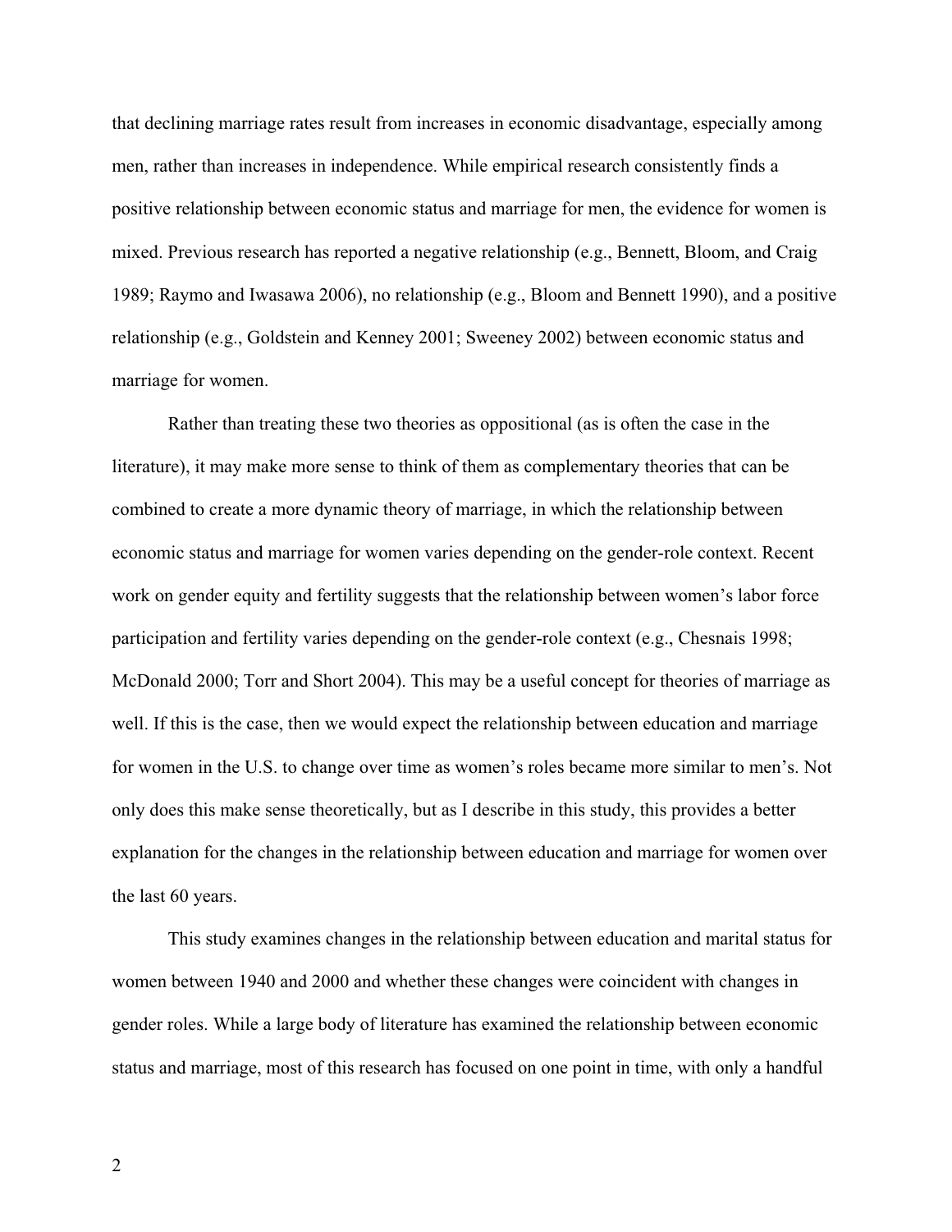that declining marriage rates result from increases in economic disadvantage, especially among men, rather than increases in independence. While empirical research consistently finds a positive relationship between economic status and marriage for men, the evidence for women is mixed. Previous research has reported a negative relationship (e.g., Bennett, Bloom, and Craig 1989; Raymo and Iwasawa 2006), no relationship (e.g., Bloom and Bennett 1990), and a positive relationship (e.g., Goldstein and Kenney 2001; Sweeney 2002) between economic status and marriage for women.

Rather than treating these two theories as oppositional (as is often the case in the literature), it may make more sense to think of them as complementary theories that can be combined to create a more dynamic theory of marriage, in which the relationship between economic status and marriage for women varies depending on the gender-role context. Recent work on gender equity and fertility suggests that the relationship between women's labor force participation and fertility varies depending on the gender-role context (e.g., Chesnais 1998; McDonald 2000; Torr and Short 2004). This may be a useful concept for theories of marriage as well. If this is the case, then we would expect the relationship between education and marriage for women in the U.S. to change over time as women's roles became more similar to men's. Not only does this make sense theoretically, but as I describe in this study, this provides a better explanation for the changes in the relationship between education and marriage for women over the last 60 years.

This study examines changes in the relationship between education and marital status for women between 1940 and 2000 and whether these changes were coincident with changes in gender roles. While a large body of literature has examined the relationship between economic status and marriage, most of this research has focused on one point in time, with only a handful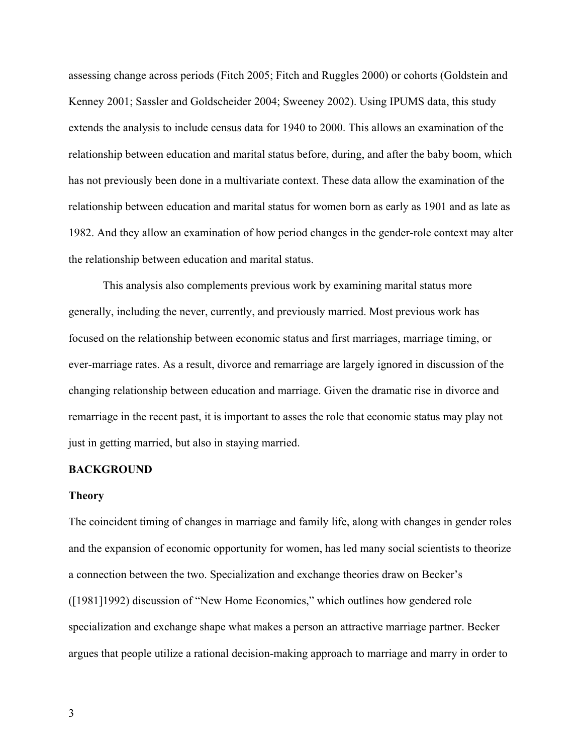assessing change across periods (Fitch 2005; Fitch and Ruggles 2000) or cohorts (Goldstein and Kenney 2001; Sassler and Goldscheider 2004; Sweeney 2002). Using IPUMS data, this study extends the analysis to include census data for 1940 to 2000. This allows an examination of the relationship between education and marital status before, during, and after the baby boom, which has not previously been done in a multivariate context. These data allow the examination of the relationship between education and marital status for women born as early as 1901 and as late as 1982. And they allow an examination of how period changes in the gender-role context may alter the relationship between education and marital status.

This analysis also complements previous work by examining marital status more generally, including the never, currently, and previously married. Most previous work has focused on the relationship between economic status and first marriages, marriage timing, or ever-marriage rates. As a result, divorce and remarriage are largely ignored in discussion of the changing relationship between education and marriage. Given the dramatic rise in divorce and remarriage in the recent past, it is important to asses the role that economic status may play not just in getting married, but also in staying married.

## BACKGROUND

### Theory

The coincident timing of changes in marriage and family life, along with changes in gender roles and the expansion of economic opportunity for women, has led many social scientists to theorize a connection between the two. Specialization and exchange theories draw on Becker's ([1981]1992) discussion of "New Home Economics," which outlines how gendered role specialization and exchange shape what makes a person an attractive marriage partner. Becker argues that people utilize a rational decision-making approach to marriage and marry in order to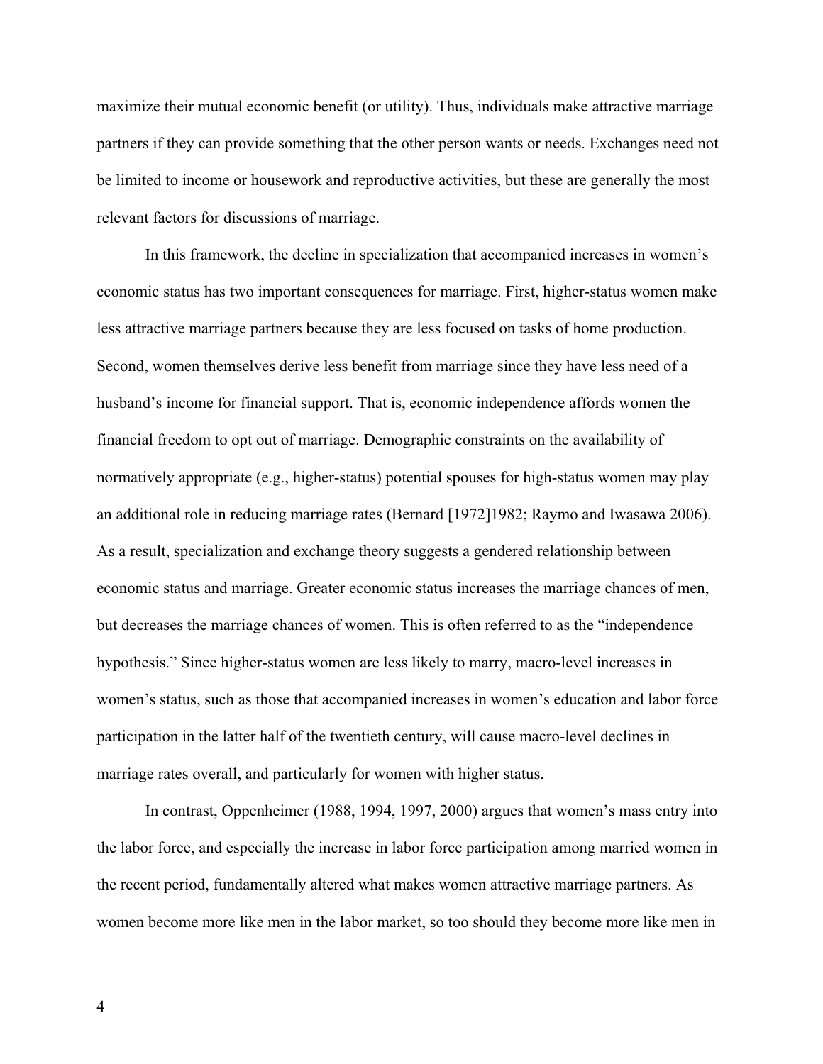maximize their mutual economic benefit (or utility). Thus, individuals make attractive marriage partners if they can provide something that the other person wants or needs. Exchanges need not be limited to income or housework and reproductive activities, but these are generally the most relevant factors for discussions of marriage.

In this framework, the decline in specialization that accompanied increases in women's economic status has two important consequences for marriage. First, higher-status women make less attractive marriage partners because they are less focused on tasks of home production. Second, women themselves derive less benefit from marriage since they have less need of a husband's income for financial support. That is, economic independence affords women the financial freedom to opt out of marriage. Demographic constraints on the availability of normatively appropriate (e.g., higher-status) potential spouses for high-status women may play an additional role in reducing marriage rates (Bernard [1972]1982; Raymo and Iwasawa 2006). As a result, specialization and exchange theory suggests a gendered relationship between economic status and marriage. Greater economic status increases the marriage chances of men, but decreases the marriage chances of women. This is often referred to as the "independence hypothesis." Since higher-status women are less likely to marry, macro-level increases in women's status, such as those that accompanied increases in women's education and labor force participation in the latter half of the twentieth century, will cause macro-level declines in marriage rates overall, and particularly for women with higher status.

In contrast, Oppenheimer (1988, 1994, 1997, 2000) argues that women's mass entry into the labor force, and especially the increase in labor force participation among married women in the recent period, fundamentally altered what makes women attractive marriage partners. As women become more like men in the labor market, so too should they become more like men in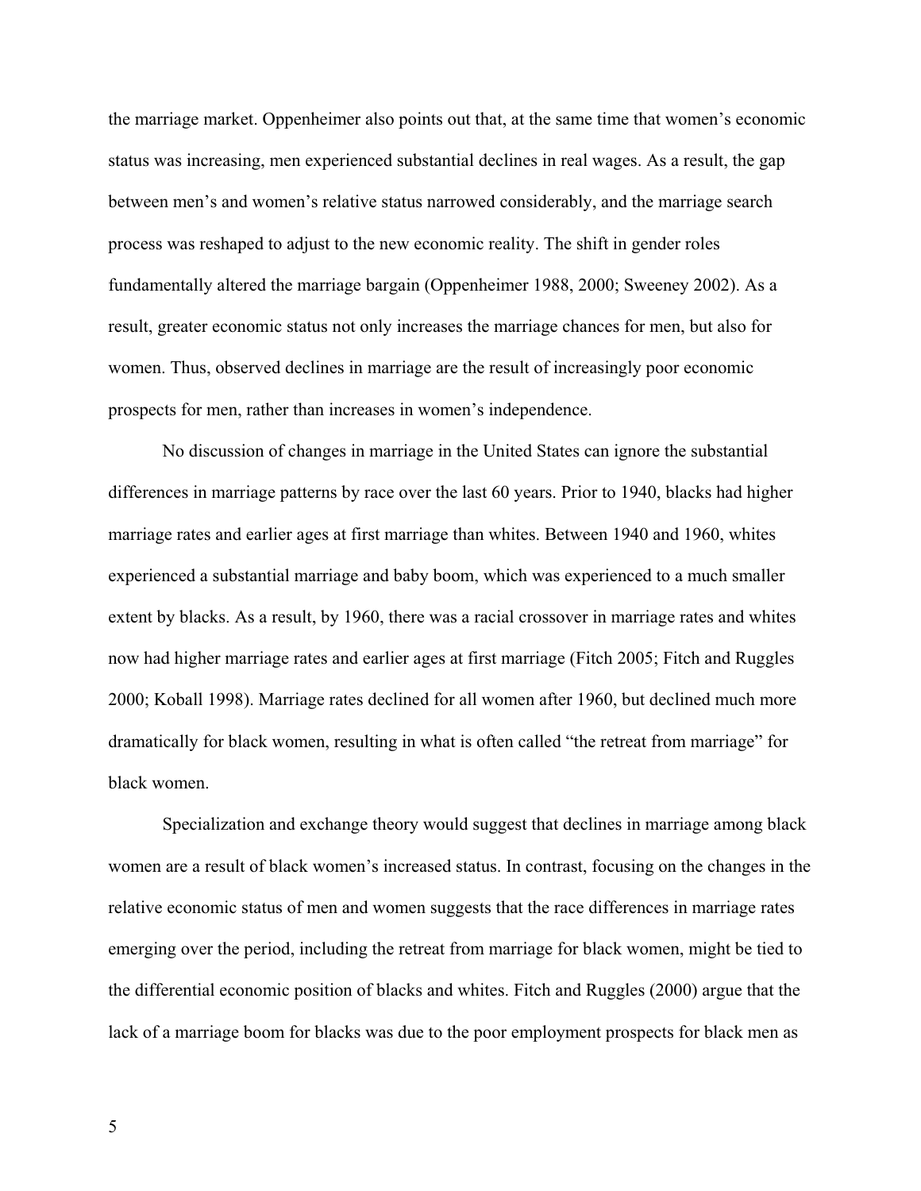the marriage market. Oppenheimer also points out that, at the same time that women's economic status was increasing, men experienced substantial declines in real wages. As a result, the gap between men's and women's relative status narrowed considerably, and the marriage search process was reshaped to adjust to the new economic reality. The shift in gender roles fundamentally altered the marriage bargain (Oppenheimer 1988, 2000; Sweeney 2002). As a result, greater economic status not only increases the marriage chances for men, but also for women. Thus, observed declines in marriage are the result of increasingly poor economic prospects for men, rather than increases in women's independence.

No discussion of changes in marriage in the United States can ignore the substantial differences in marriage patterns by race over the last 60 years. Prior to 1940, blacks had higher marriage rates and earlier ages at first marriage than whites. Between 1940 and 1960, whites experienced a substantial marriage and baby boom, which was experienced to a much smaller extent by blacks. As a result, by 1960, there was a racial crossover in marriage rates and whites now had higher marriage rates and earlier ages at first marriage (Fitch 2005; Fitch and Ruggles 2000; Koball 1998). Marriage rates declined for all women after 1960, but declined much more dramatically for black women, resulting in what is often called "the retreat from marriage" for black women.

Specialization and exchange theory would suggest that declines in marriage among black women are a result of black women's increased status. In contrast, focusing on the changes in the relative economic status of men and women suggests that the race differences in marriage rates emerging over the period, including the retreat from marriage for black women, might be tied to the differential economic position of blacks and whites. Fitch and Ruggles (2000) argue that the lack of a marriage boom for blacks was due to the poor employment prospects for black men as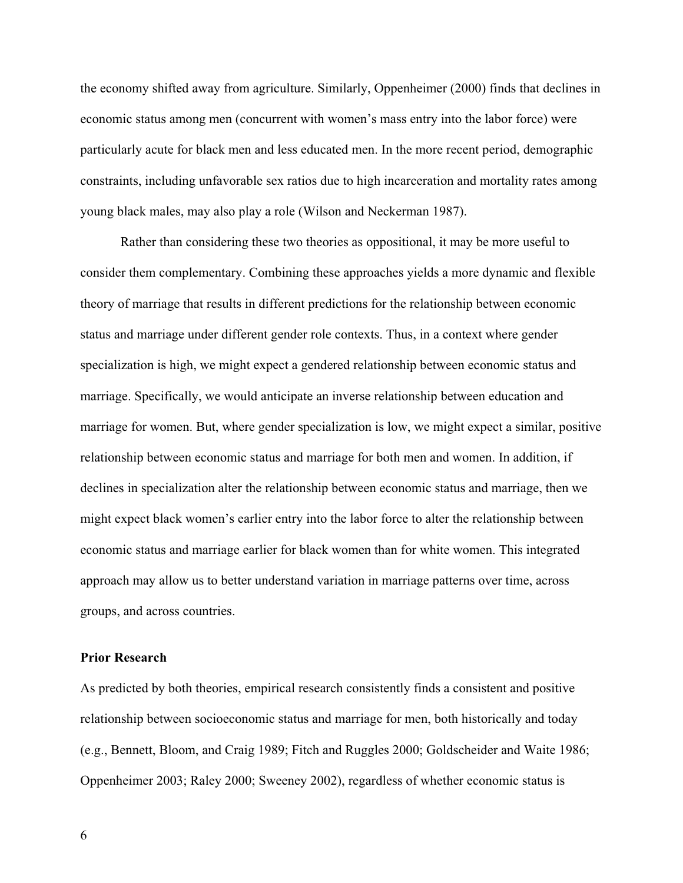the economy shifted away from agriculture. Similarly, Oppenheimer (2000) finds that declines in economic status among men (concurrent with women's mass entry into the labor force) were particularly acute for black men and less educated men. In the more recent period, demographic constraints, including unfavorable sex ratios due to high incarceration and mortality rates among young black males, may also play a role (Wilson and Neckerman 1987).

Rather than considering these two theories as oppositional, it may be more useful to consider them complementary. Combining these approaches yields a more dynamic and flexible theory of marriage that results in different predictions for the relationship between economic status and marriage under different gender role contexts. Thus, in a context where gender specialization is high, we might expect a gendered relationship between economic status and marriage. Specifically, we would anticipate an inverse relationship between education and marriage for women. But, where gender specialization is low, we might expect a similar, positive relationship between economic status and marriage for both men and women. In addition, if declines in specialization alter the relationship between economic status and marriage, then we might expect black women's earlier entry into the labor force to alter the relationship between economic status and marriage earlier for black women than for white women. This integrated approach may allow us to better understand variation in marriage patterns over time, across groups, and across countries.

### Prior Research

As predicted by both theories, empirical research consistently finds a consistent and positive relationship between socioeconomic status and marriage for men, both historically and today (e.g., Bennett, Bloom, and Craig 1989; Fitch and Ruggles 2000; Goldscheider and Waite 1986; Oppenheimer 2003; Raley 2000; Sweeney 2002), regardless of whether economic status is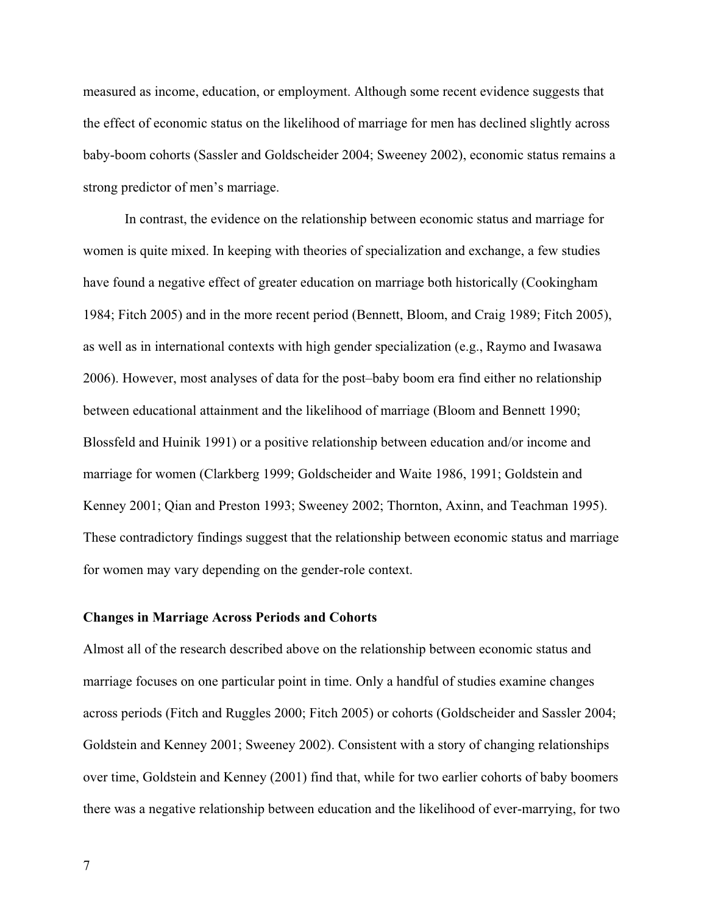measured as income, education, or employment. Although some recent evidence suggests that the effect of economic status on the likelihood of marriage for men has declined slightly across baby-boom cohorts (Sassler and Goldscheider 2004; Sweeney 2002), economic status remains a strong predictor of men's marriage.

In contrast, the evidence on the relationship between economic status and marriage for women is quite mixed. In keeping with theories of specialization and exchange, a few studies have found a negative effect of greater education on marriage both historically (Cookingham 1984; Fitch 2005) and in the more recent period (Bennett, Bloom, and Craig 1989; Fitch 2005), as well as in international contexts with high gender specialization (e.g., Raymo and Iwasawa 2006). However, most analyses of data for the post–baby boom era find either no relationship between educational attainment and the likelihood of marriage (Bloom and Bennett 1990; Blossfeld and Huinik 1991) or a positive relationship between education and/or income and marriage for women (Clarkberg 1999; Goldscheider and Waite 1986, 1991; Goldstein and Kenney 2001; Qian and Preston 1993; Sweeney 2002; Thornton, Axinn, and Teachman 1995). These contradictory findings suggest that the relationship between economic status and marriage for women may vary depending on the gender-role context.

### Changes in Marriage Across Periods and Cohorts

Almost all of the research described above on the relationship between economic status and marriage focuses on one particular point in time. Only a handful of studies examine changes across periods (Fitch and Ruggles 2000; Fitch 2005) or cohorts (Goldscheider and Sassler 2004; Goldstein and Kenney 2001; Sweeney 2002). Consistent with a story of changing relationships over time, Goldstein and Kenney (2001) find that, while for two earlier cohorts of baby boomers there was a negative relationship between education and the likelihood of ever-marrying, for two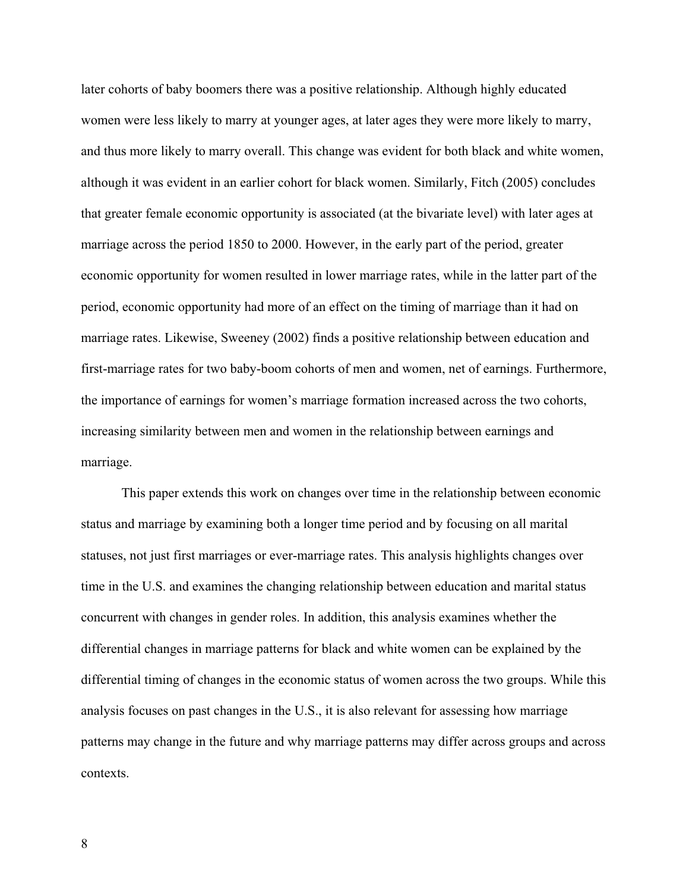later cohorts of baby boomers there was a positive relationship. Although highly educated women were less likely to marry at younger ages, at later ages they were more likely to marry, and thus more likely to marry overall. This change was evident for both black and white women, although it was evident in an earlier cohort for black women. Similarly, Fitch (2005) concludes that greater female economic opportunity is associated (at the bivariate level) with later ages at marriage across the period 1850 to 2000. However, in the early part of the period, greater economic opportunity for women resulted in lower marriage rates, while in the latter part of the period, economic opportunity had more of an effect on the timing of marriage than it had on marriage rates. Likewise, Sweeney (2002) finds a positive relationship between education and first-marriage rates for two baby-boom cohorts of men and women, net of earnings. Furthermore, the importance of earnings for women's marriage formation increased across the two cohorts, increasing similarity between men and women in the relationship between earnings and marriage.

This paper extends this work on changes over time in the relationship between economic status and marriage by examining both a longer time period and by focusing on all marital statuses, not just first marriages or ever-marriage rates. This analysis highlights changes over time in the U.S. and examines the changing relationship between education and marital status concurrent with changes in gender roles. In addition, this analysis examines whether the differential changes in marriage patterns for black and white women can be explained by the differential timing of changes in the economic status of women across the two groups. While this analysis focuses on past changes in the U.S., it is also relevant for assessing how marriage patterns may change in the future and why marriage patterns may differ across groups and across contexts.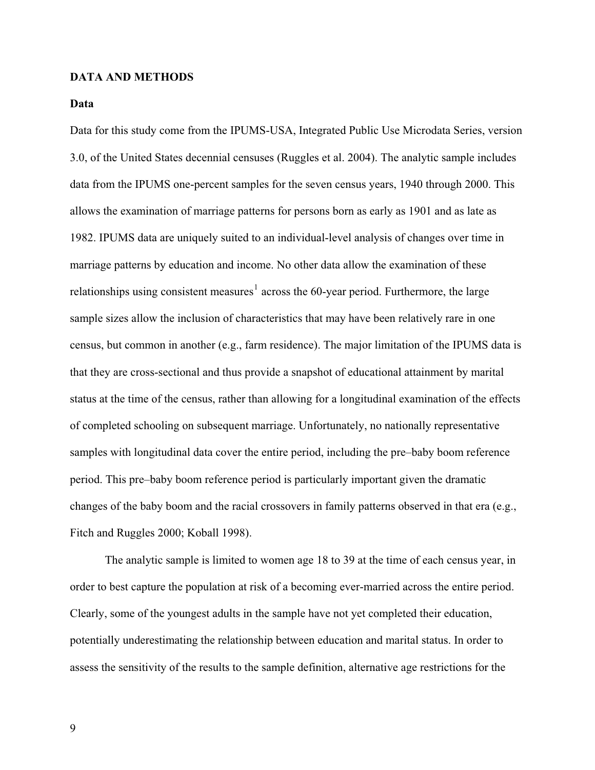## DATA AND METHODS

### Data

Data for this study come from the IPUMS-USA, Integrated Public Use Microdata Series, version 3.0, of the United States decennial censuses (Ruggles et al. 2004). The analytic sample includes data from the IPUMS one-percent samples for the seven census years, 1940 through 2000. This allows the examination of marriage patterns for persons born as early as 1901 and as late as 1982. IPUMS data are uniquely suited to an individual-level analysis of changes over time in marriage patterns by education and income. No other data allow the examination of these relationships using consistent measures[1] across the 60-year period. Furthermore, the large sample sizes allow the inclusion of characteristics that may have been relatively rare in one census, but common in another (e.g., farm residence). The major limitation of the IPUMS data is that they are cross-sectional and thus provide a snapshot of educational attainment by marital status at the time of the census, rather than allowing for a longitudinal examination of the effects of completed schooling on subsequent marriage. Unfortunately, no nationally representative samples with longitudinal data cover the entire period, including the pre–baby boom reference period. This pre–baby boom reference period is particularly important given the dramatic changes of the baby boom and the racial crossovers in family patterns observed in that era (e.g., Fitch and Ruggles 2000; Koball 1998).

The analytic sample is limited to women age 18 to 39 at the time of each census year, in order to best capture the population at risk of a becoming ever-married across the entire period. Clearly, some of the youngest adults in the sample have not yet completed their education, potentially underestimating the relationship between education and marital status. In order to assess the sensitivity of the results to the sample definition, alternative age restrictions for the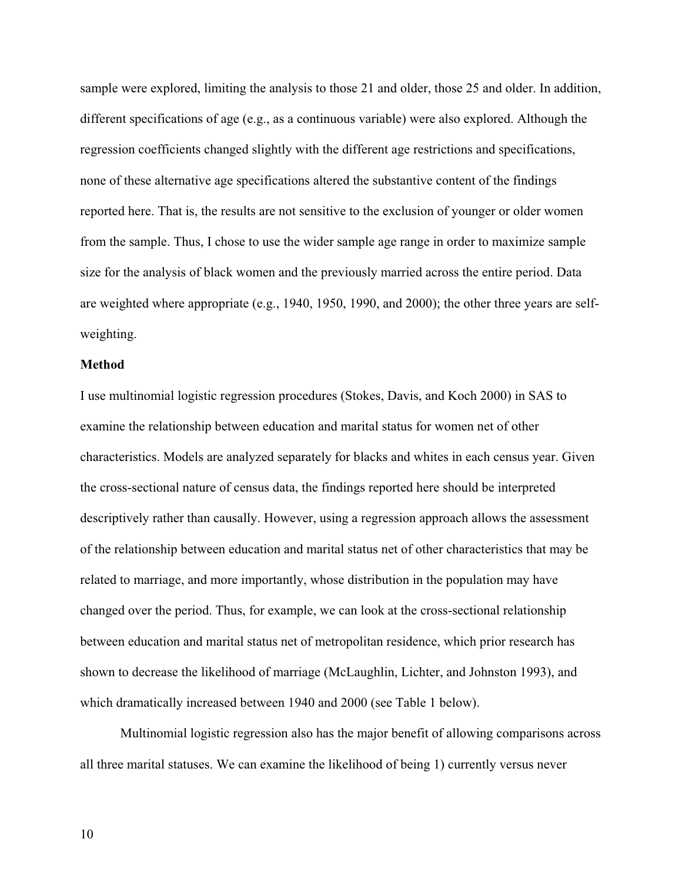sample were explored, limiting the analysis to those 21 and older, those 25 and older. In addition, different specifications of age (e.g., as a continuous variable) were also explored. Although the regression coefficients changed slightly with the different age restrictions and specifications, none of these alternative age specifications altered the substantive content of the findings reported here. That is, the results are not sensitive to the exclusion of younger or older women from the sample. Thus, I chose to use the wider sample age range in order to maximize sample size for the analysis of black women and the previously married across the entire period. Data are weighted where appropriate (e.g., 1940, 1950, 1990, and 2000); the other three years are self-weighting.

**Method**

I use multinomial logistic regression procedures (Stokes, Davis, and Koch 2000) in SAS to examine the relationship between education and marital status for women net of other characteristics. Models are analyzed separately for blacks and whites in each census year. Given the cross-sectional nature of census data, the findings reported here should be interpreted descriptively rather than causally. However, using a regression approach allows the assessment of the relationship between education and marital status net of other characteristics that may be related to marriage, and more importantly, whose distribution in the population may have changed over the period. Thus, for example, we can look at the cross-sectional relationship between education and marital status net of metropolitan residence, which prior research has shown to decrease the likelihood of marriage (McLaughlin, Lichter, and Johnston 1993), and which dramatically increased between 1940 and 2000 (see Table 1 below).

Multinomial logistic regression also has the major benefit of allowing comparisons across all three marital statuses. We can examine the likelihood of being 1) currently versus never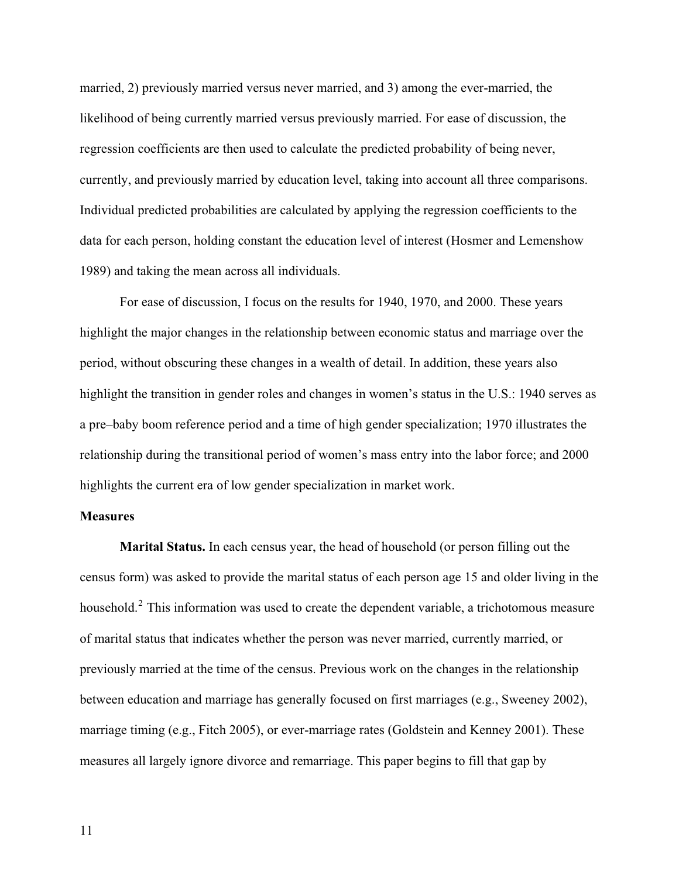married, 2) previously married versus never married, and 3) among the ever-married, the likelihood of being currently married versus previously married. For ease of discussion, the regression coefficients are then used to calculate the predicted probability of being never, currently, and previously married by education level, taking into account all three comparisons. Individual predicted probabilities are calculated by applying the regression coefficients to the data for each person, holding constant the education level of interest (Hosmer and Lemenshow 1989) and taking the mean across all individuals.

For ease of discussion, I focus on the results for 1940, 1970, and 2000. These years highlight the major changes in the relationship between economic status and marriage over the period, without obscuring these changes in a wealth of detail. In addition, these years also highlight the transition in gender roles and changes in women's status in the U.S.: 1940 serves as a pre–baby boom reference period and a time of high gender specialization; 1970 illustrates the relationship during the transitional period of women's mass entry into the labor force; and 2000 highlights the current era of low gender specialization in market work.

**Measures**

**Marital Status.** In each census year, the head of household (or person filling out the census form) was asked to provide the marital status of each person age 15 and older living in the household.[2] This information was used to create the dependent variable, a trichotomous measure of marital status that indicates whether the person was never married, currently married, or previously married at the time of the census. Previous work on the changes in the relationship between education and marriage has generally focused on first marriages (e.g., Sweeney 2002), marriage timing (e.g., Fitch 2005), or ever-marriage rates (Goldstein and Kenney 2001). These measures all largely ignore divorce and remarriage. This paper begins to fill that gap by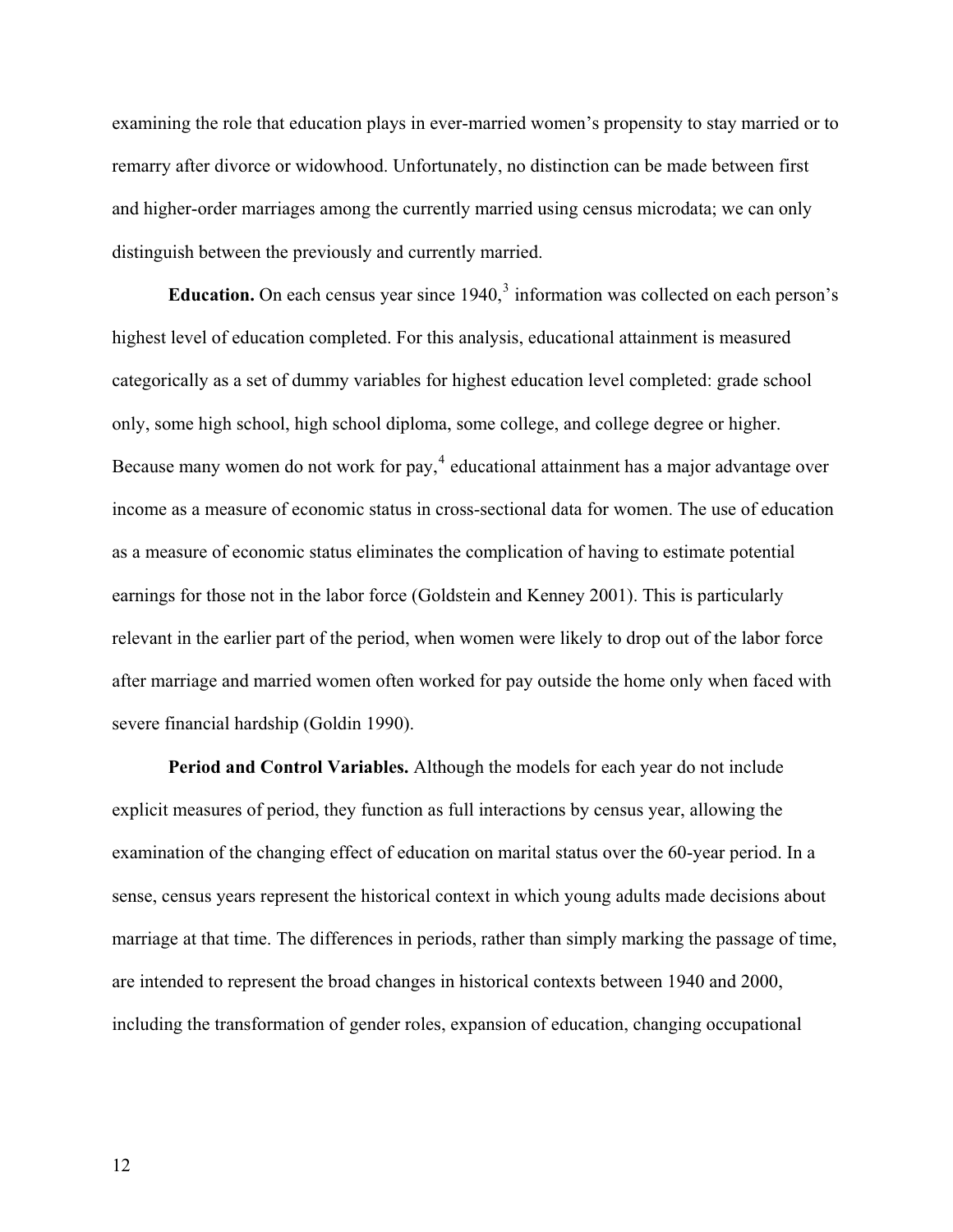examining the role that education plays in ever-married women's propensity to stay married or to remarry after divorce or widowhood. Unfortunately, no distinction can be made between first and higher-order marriages among the currently married using census microdata; we can only distinguish between the previously and currently married.

**Education.** On each census year since 1940,[3] information was collected on each person's highest level of education completed. For this analysis, educational attainment is measured categorically as a set of dummy variables for highest education level completed: grade school only, some high school, high school diploma, some college, and college degree or higher. Because many women do not work for pay,[4] educational attainment has a major advantage over income as a measure of economic status in cross-sectional data for women. The use of education as a measure of economic status eliminates the complication of having to estimate potential earnings for those not in the labor force (Goldstein and Kenney 2001). This is particularly relevant in the earlier part of the period, when women were likely to drop out of the labor force after marriage and married women often worked for pay outside the home only when faced with severe financial hardship (Goldin 1990).

**Period and Control Variables.** Although the models for each year do not include explicit measures of period, they function as full interactions by census year, allowing the examination of the changing effect of education on marital status over the 60-year period. In a sense, census years represent the historical context in which young adults made decisions about marriage at that time. The differences in periods, rather than simply marking the passage of time, are intended to represent the broad changes in historical contexts between 1940 and 2000, including the transformation of gender roles, expansion of education, changing occupational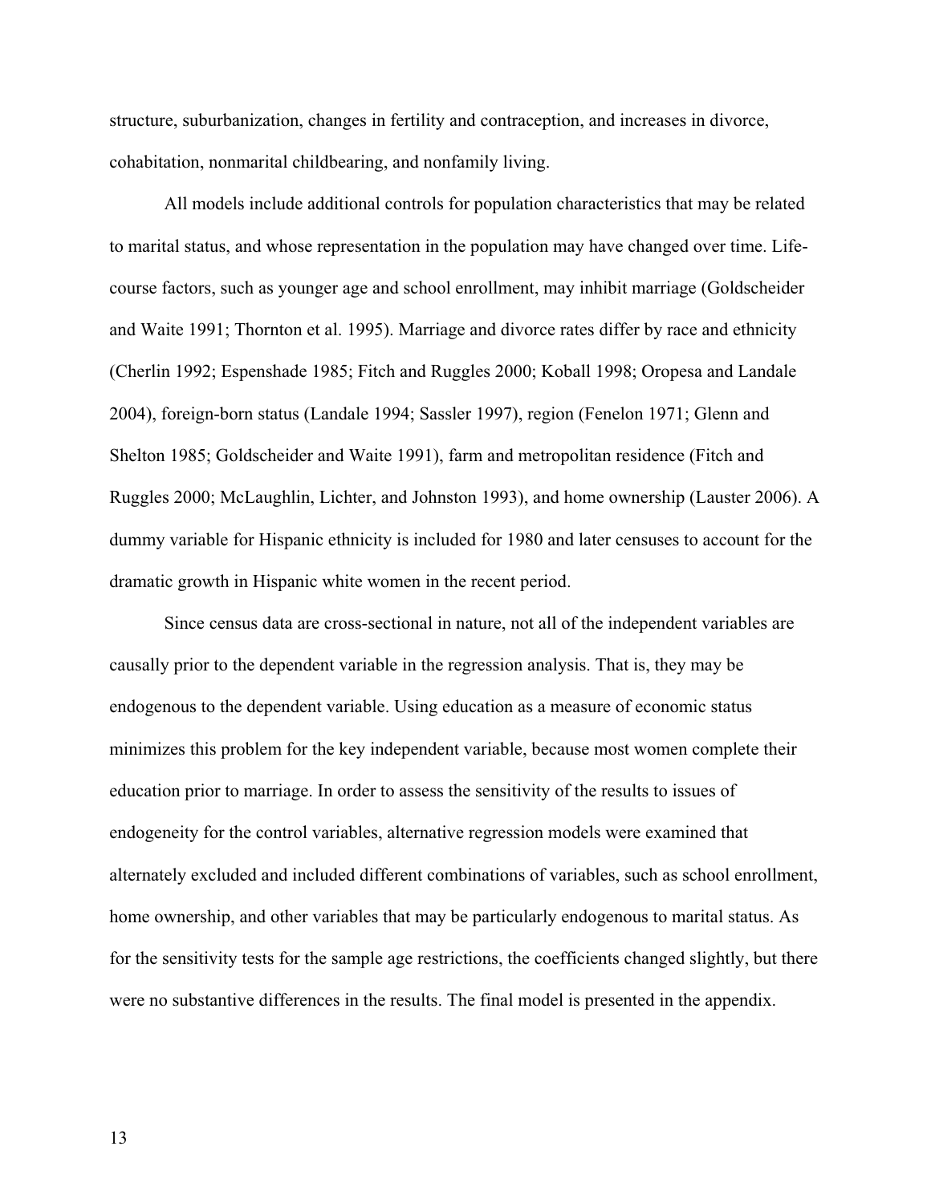structure, suburbanization, changes in fertility and contraception, and increases in divorce, cohabitation, nonmarital childbearing, and nonfamily living.

All models include additional controls for population characteristics that may be related to marital status, and whose representation in the population may have changed over time. Life-course factors, such as younger age and school enrollment, may inhibit marriage (Goldscheider and Waite 1991; Thornton et al. 1995). Marriage and divorce rates differ by race and ethnicity (Cherlin 1992; Espenshade 1985; Fitch and Ruggles 2000; Koball 1998; Oropesa and Landale 2004), foreign-born status (Landale 1994; Sassler 1997), region (Fenelon 1971; Glenn and Shelton 1985; Goldscheider and Waite 1991), farm and metropolitan residence (Fitch and Ruggles 2000; McLaughlin, Lichter, and Johnston 1993), and home ownership (Lauster 2006). A dummy variable for Hispanic ethnicity is included for 1980 and later censuses to account for the dramatic growth in Hispanic white women in the recent period.

Since census data are cross-sectional in nature, not all of the independent variables are causally prior to the dependent variable in the regression analysis. That is, they may be endogenous to the dependent variable. Using education as a measure of economic status minimizes this problem for the key independent variable, because most women complete their education prior to marriage. In order to assess the sensitivity of the results to issues of endogeneity for the control variables, alternative regression models were examined that alternately excluded and included different combinations of variables, such as school enrollment, home ownership, and other variables that may be particularly endogenous to marital status. As for the sensitivity tests for the sample age restrictions, the coefficients changed slightly, but there were no substantive differences in the results. The final model is presented in the appendix.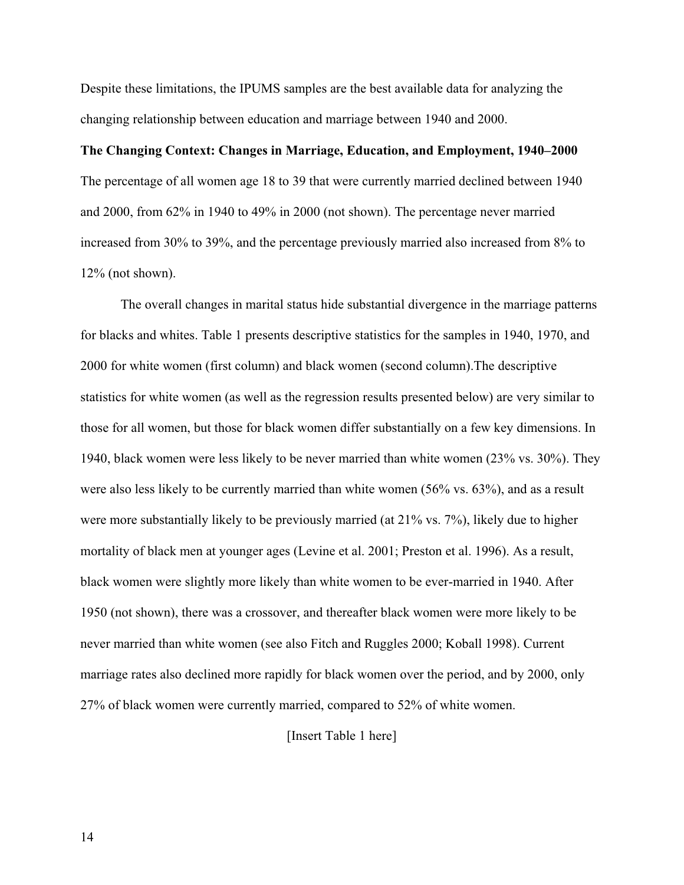Despite these limitations, the IPUMS samples are the best available data for analyzing the changing relationship between education and marriage between 1940 and 2000.

**The Changing Context: Changes in Marriage, Education, and Employment, 1940–2000**

The percentage of all women age 18 to 39 that were currently married declined between 1940 and 2000, from 62% in 1940 to 49% in 2000 (not shown). The percentage never married increased from 30% to 39%, and the percentage previously married also increased from 8% to 12% (not shown).

The overall changes in marital status hide substantial divergence in the marriage patterns for blacks and whites. Table 1 presents descriptive statistics for the samples in 1940, 1970, and 2000 for white women (first column) and black women (second column).The descriptive statistics for white women (as well as the regression results presented below) are very similar to those for all women, but those for black women differ substantially on a few key dimensions. In 1940, black women were less likely to be never married than white women (23% vs. 30%). They were also less likely to be currently married than white women (56% vs. 63%), and as a result were more substantially likely to be previously married (at 21% vs. 7%), likely due to higher mortality of black men at younger ages (Levine et al. 2001; Preston et al. 1996). As a result, black women were slightly more likely than white women to be ever-married in 1940. After 1950 (not shown), there was a crossover, and thereafter black women were more likely to be never married than white women (see also Fitch and Ruggles 2000; Koball 1998). Current marriage rates also declined more rapidly for black women over the period, and by 2000, only 27% of black women were currently married, compared to 52% of white women.

[Insert Table 1 here]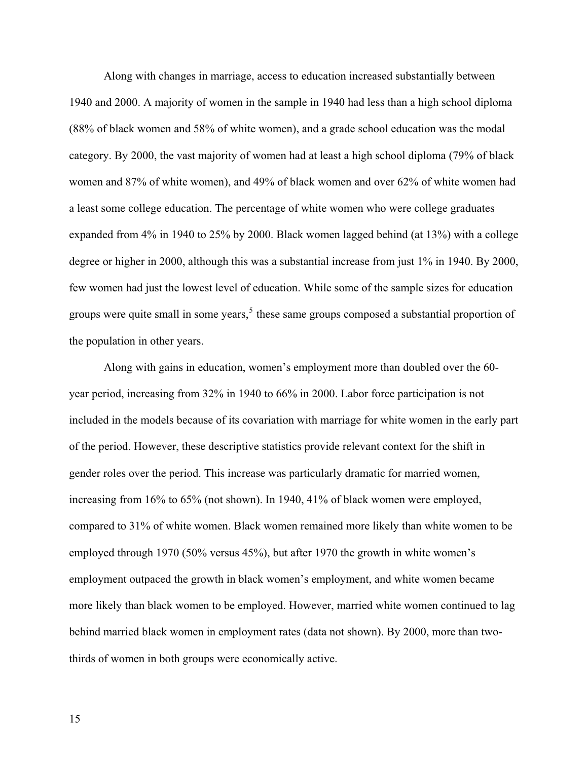Along with changes in marriage, access to education increased substantially between 1940 and 2000. A majority of women in the sample in 1940 had less than a high school diploma (88% of black women and 58% of white women), and a grade school education was the modal category. By 2000, the vast majority of women had at least a high school diploma (79% of black women and 87% of white women), and 49% of black women and over 62% of white women had a least some college education. The percentage of white women who were college graduates expanded from 4% in 1940 to 25% by 2000. Black women lagged behind (at 13%) with a college degree or higher in 2000, although this was a substantial increase from just 1% in 1940. By 2000, few women had just the lowest level of education. While some of the sample sizes for education groups were quite small in some years,[5] these same groups composed a substantial proportion of the population in other years.

Along with gains in education, women's employment more than doubled over the 60-year period, increasing from 32% in 1940 to 66% in 2000. Labor force participation is not included in the models because of its covariation with marriage for white women in the early part of the period. However, these descriptive statistics provide relevant context for the shift in gender roles over the period. This increase was particularly dramatic for married women, increasing from 16% to 65% (not shown). In 1940, 41% of black women were employed, compared to 31% of white women. Black women remained more likely than white women to be employed through 1970 (50% versus 45%), but after 1970 the growth in white women's employment outpaced the growth in black women's employment, and white women became more likely than black women to be employed. However, married white women continued to lag behind married black women in employment rates (data not shown). By 2000, more than two-thirds of women in both groups were economically active.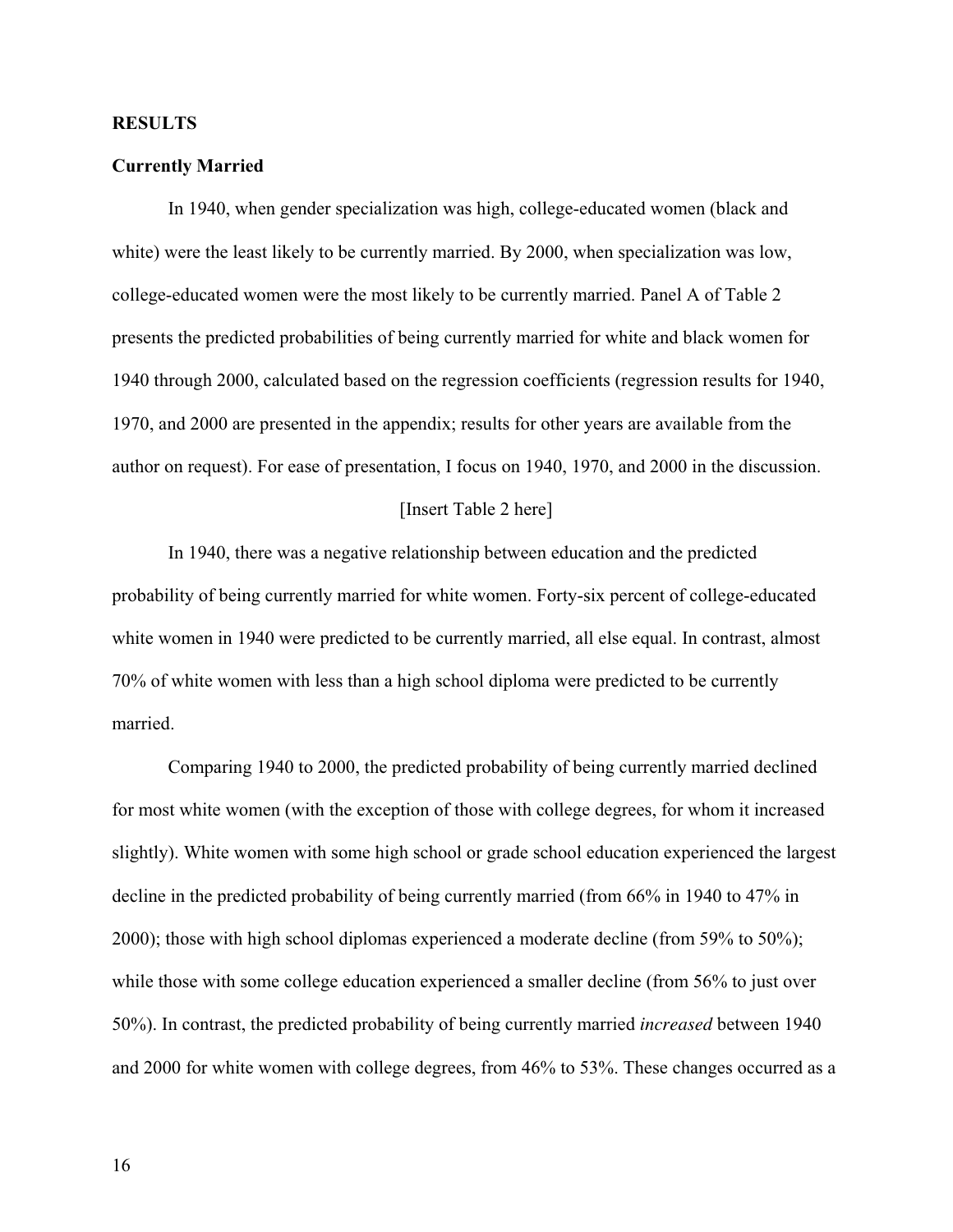## RESULTS

### Currently Married

In 1940, when gender specialization was high, college-educated women (black and white) were the least likely to be currently married. By 2000, when specialization was low, college-educated women were the most likely to be currently married. Panel A of Table 2 presents the predicted probabilities of being currently married for white and black women for 1940 through 2000, calculated based on the regression coefficients (regression results for 1940, 1970, and 2000 are presented in the appendix; results for other years are available from the author on request). For ease of presentation, I focus on 1940, 1970, and 2000 in the discussion.

[Insert Table 2 here]

In 1940, there was a negative relationship between education and the predicted probability of being currently married for white women. Forty-six percent of college-educated white women in 1940 were predicted to be currently married, all else equal. In contrast, almost 70% of white women with less than a high school diploma were predicted to be currently married.

Comparing 1940 to 2000, the predicted probability of being currently married declined for most white women (with the exception of those with college degrees, for whom it increased slightly). White women with some high school or grade school education experienced the largest decline in the predicted probability of being currently married (from 66% in 1940 to 47% in 2000); those with high school diplomas experienced a moderate decline (from 59% to 50%); while those with some college education experienced a smaller decline (from 56% to just over 50%). In contrast, the predicted probability of being currently married *increased* between 1940 and 2000 for white women with college degrees, from 46% to 53%. These changes occurred as a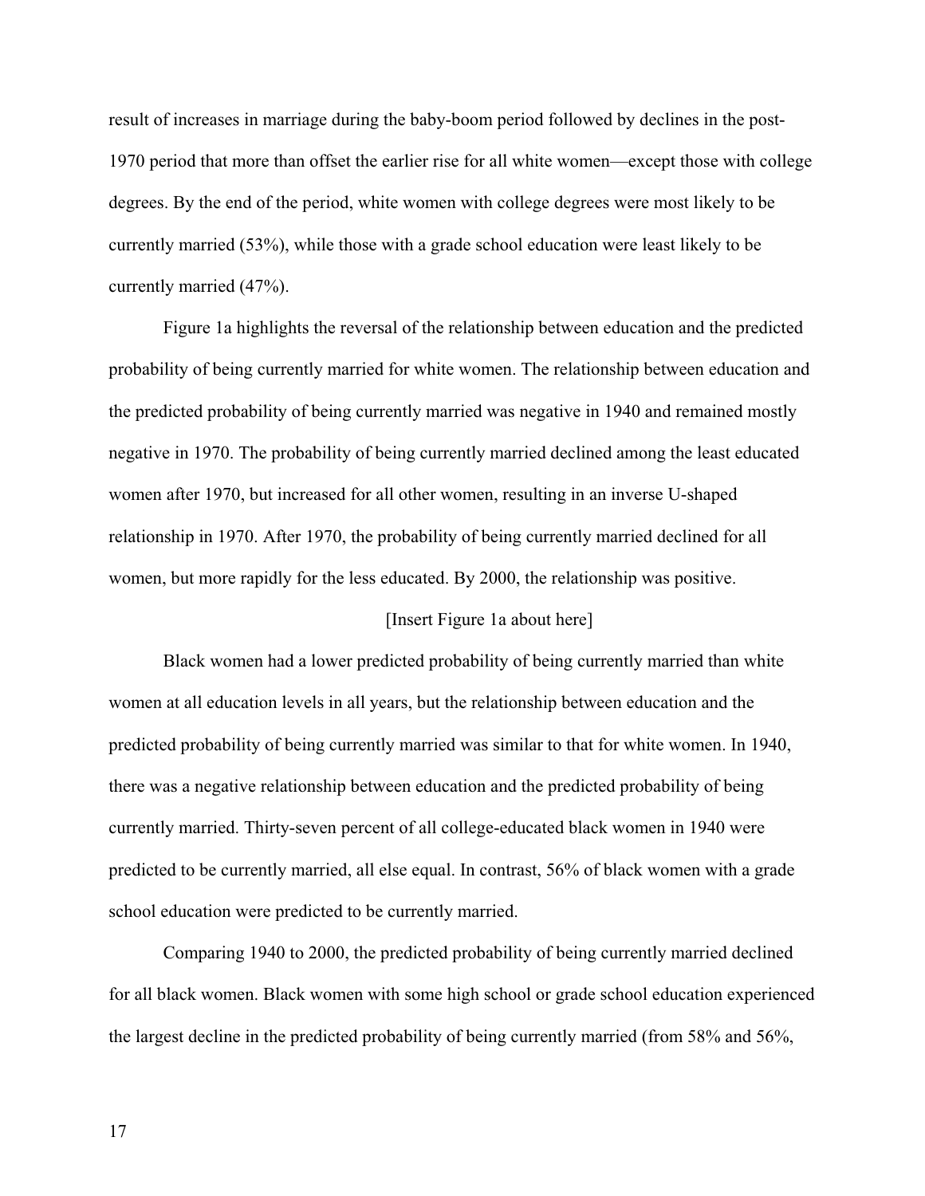result of increases in marriage during the baby-boom period followed by declines in the post-1970 period that more than offset the earlier rise for all white women—except those with college degrees. By the end of the period, white women with college degrees were most likely to be currently married (53%), while those with a grade school education were least likely to be currently married (47%).

Figure 1a highlights the reversal of the relationship between education and the predicted probability of being currently married for white women. The relationship between education and the predicted probability of being currently married was negative in 1940 and remained mostly negative in 1970. The probability of being currently married declined among the least educated women after 1970, but increased for all other women, resulting in an inverse U-shaped relationship in 1970. After 1970, the probability of being currently married declined for all women, but more rapidly for the less educated. By 2000, the relationship was positive.

[Insert Figure 1a about here]

Black women had a lower predicted probability of being currently married than white women at all education levels in all years, but the relationship between education and the predicted probability of being currently married was similar to that for white women. In 1940, there was a negative relationship between education and the predicted probability of being currently married. Thirty-seven percent of all college-educated black women in 1940 were predicted to be currently married, all else equal. In contrast, 56% of black women with a grade school education were predicted to be currently married.

Comparing 1940 to 2000, the predicted probability of being currently married declined for all black women. Black women with some high school or grade school education experienced the largest decline in the predicted probability of being currently married (from 58% and 56%,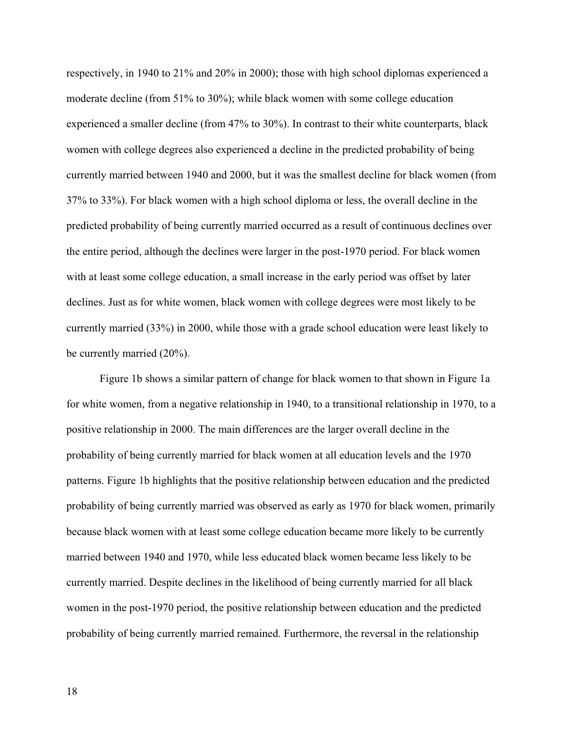respectively, in 1940 to 21% and 20% in 2000); those with high school diplomas experienced a moderate decline (from 51% to 30%); while black women with some college education experienced a smaller decline (from 47% to 30%). In contrast to their white counterparts, black women with college degrees also experienced a decline in the predicted probability of being currently married between 1940 and 2000, but it was the smallest decline for black women (from 37% to 33%). For black women with a high school diploma or less, the overall decline in the predicted probability of being currently married occurred as a result of continuous declines over the entire period, although the declines were larger in the post-1970 period. For black women with at least some college education, a small increase in the early period was offset by later declines. Just as for white women, black women with college degrees were most likely to be currently married (33%) in 2000, while those with a grade school education were least likely to be currently married (20%).

Figure 1b shows a similar pattern of change for black women to that shown in Figure 1a for white women, from a negative relationship in 1940, to a transitional relationship in 1970, to a positive relationship in 2000. The main differences are the larger overall decline in the probability of being currently married for black women at all education levels and the 1970 patterns. Figure 1b highlights that the positive relationship between education and the predicted probability of being currently married was observed as early as 1970 for black women, primarily because black women with at least some college education became more likely to be currently married between 1940 and 1970, while less educated black women became less likely to be currently married. Despite declines in the likelihood of being currently married for all black women in the post-1970 period, the positive relationship between education and the predicted probability of being currently married remained. Furthermore, the reversal in the relationship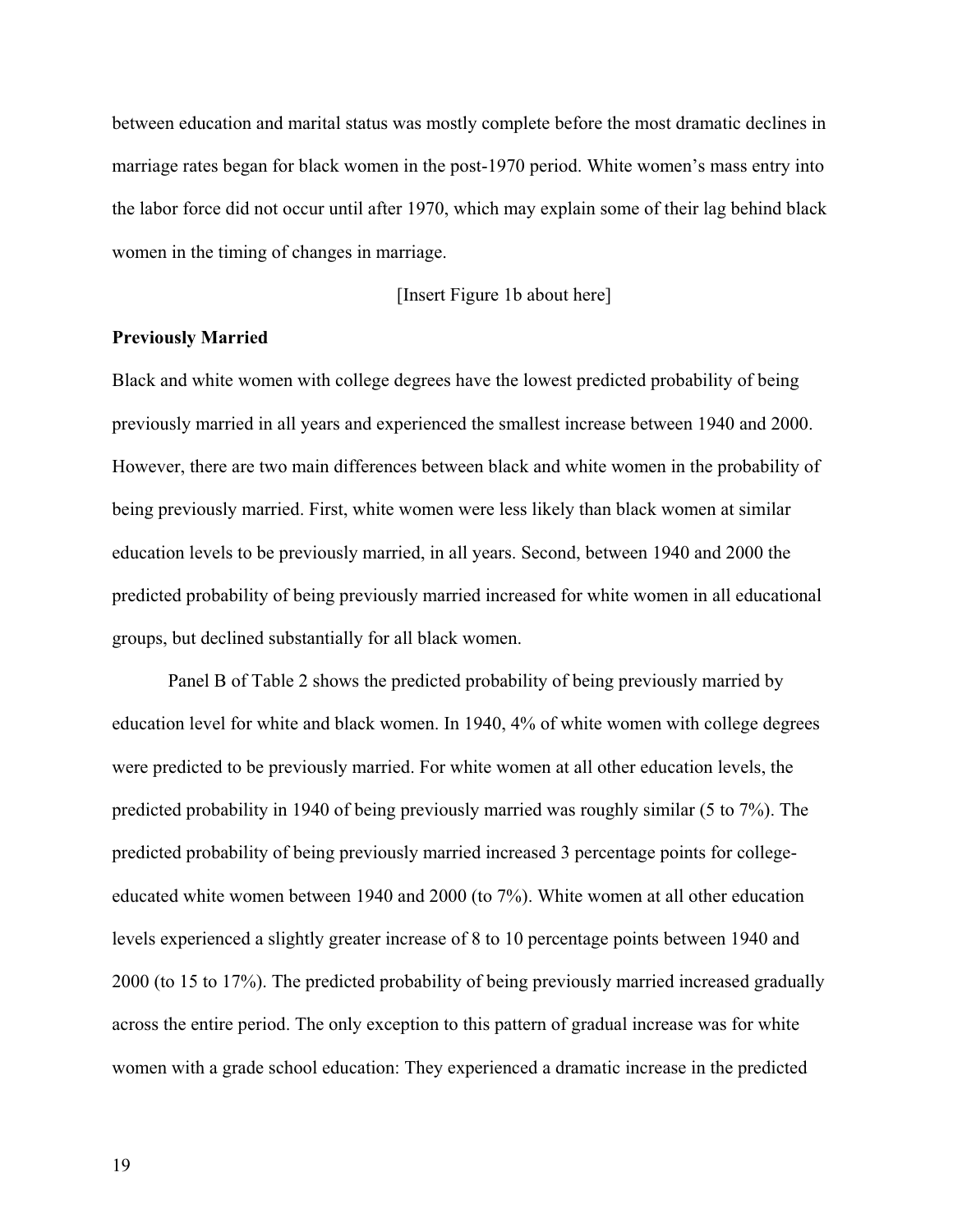between education and marital status was mostly complete before the most dramatic declines in marriage rates began for black women in the post-1970 period. White women's mass entry into the labor force did not occur until after 1970, which may explain some of their lag behind black women in the timing of changes in marriage.

[Insert Figure 1b about here]

**Previously Married**

Black and white women with college degrees have the lowest predicted probability of being previously married in all years and experienced the smallest increase between 1940 and 2000. However, there are two main differences between black and white women in the probability of being previously married. First, white women were less likely than black women at similar education levels to be previously married, in all years. Second, between 1940 and 2000 the predicted probability of being previously married increased for white women in all educational groups, but declined substantially for all black women.

Panel B of Table 2 shows the predicted probability of being previously married by education level for white and black women. In 1940, 4% of white women with college degrees were predicted to be previously married. For white women at all other education levels, the predicted probability in 1940 of being previously married was roughly similar (5 to 7%). The predicted probability of being previously married increased 3 percentage points for college-educated white women between 1940 and 2000 (to 7%). White women at all other education levels experienced a slightly greater increase of 8 to 10 percentage points between 1940 and 2000 (to 15 to 17%). The predicted probability of being previously married increased gradually across the entire period. The only exception to this pattern of gradual increase was for white women with a grade school education: They experienced a dramatic increase in the predicted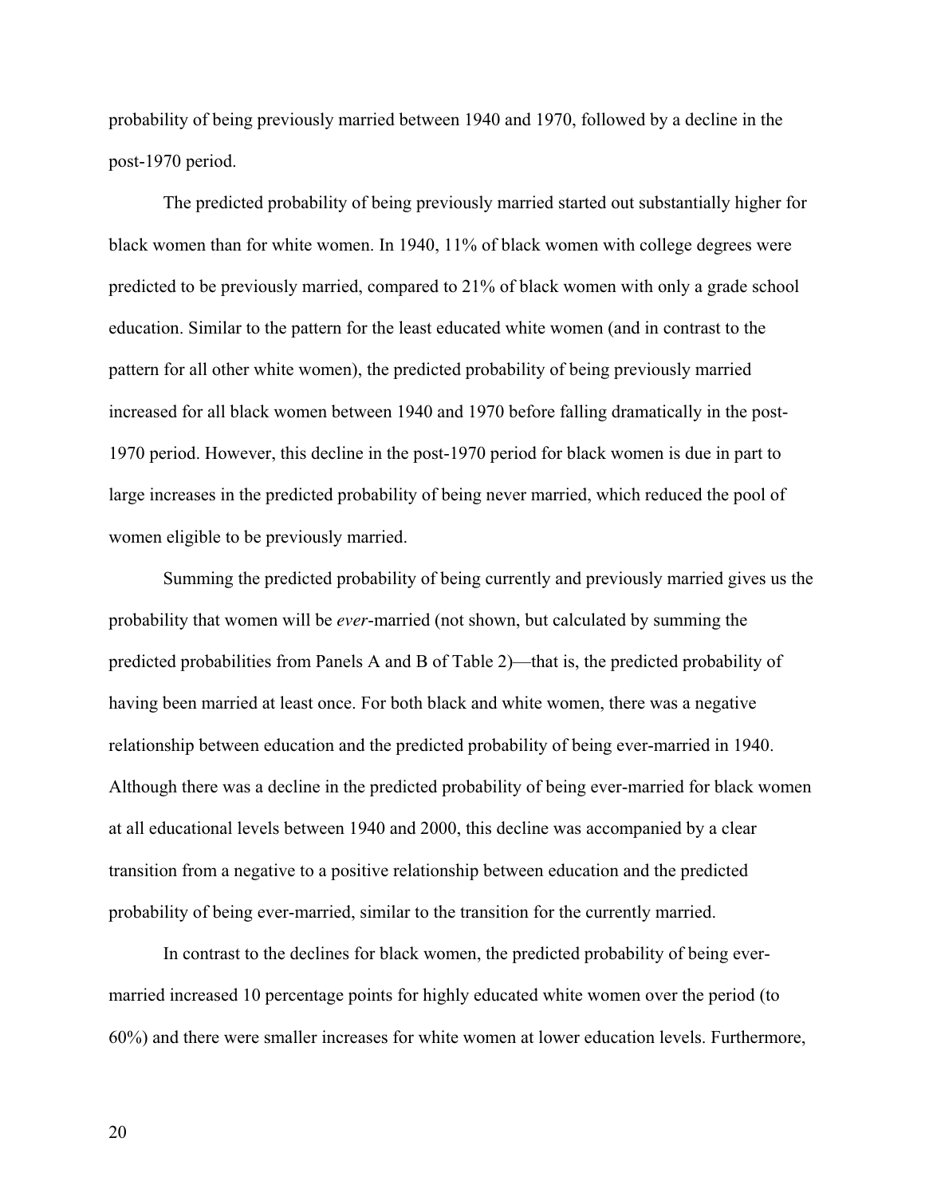probability of being previously married between 1940 and 1970, followed by a decline in the post-1970 period.

The predicted probability of being previously married started out substantially higher for black women than for white women. In 1940, 11% of black women with college degrees were predicted to be previously married, compared to 21% of black women with only a grade school education. Similar to the pattern for the least educated white women (and in contrast to the pattern for all other white women), the predicted probability of being previously married increased for all black women between 1940 and 1970 before falling dramatically in the post-1970 period. However, this decline in the post-1970 period for black women is due in part to large increases in the predicted probability of being never married, which reduced the pool of women eligible to be previously married.

Summing the predicted probability of being currently and previously married gives us the probability that women will be *ever*-married (not shown, but calculated by summing the predicted probabilities from Panels A and B of Table 2)—that is, the predicted probability of having been married at least once. For both black and white women, there was a negative relationship between education and the predicted probability of being ever-married in 1940. Although there was a decline in the predicted probability of being ever-married for black women at all educational levels between 1940 and 2000, this decline was accompanied by a clear transition from a negative to a positive relationship between education and the predicted probability of being ever-married, similar to the transition for the currently married.

In contrast to the declines for black women, the predicted probability of being ever-married increased 10 percentage points for highly educated white women over the period (to 60%) and there were smaller increases for white women at lower education levels. Furthermore,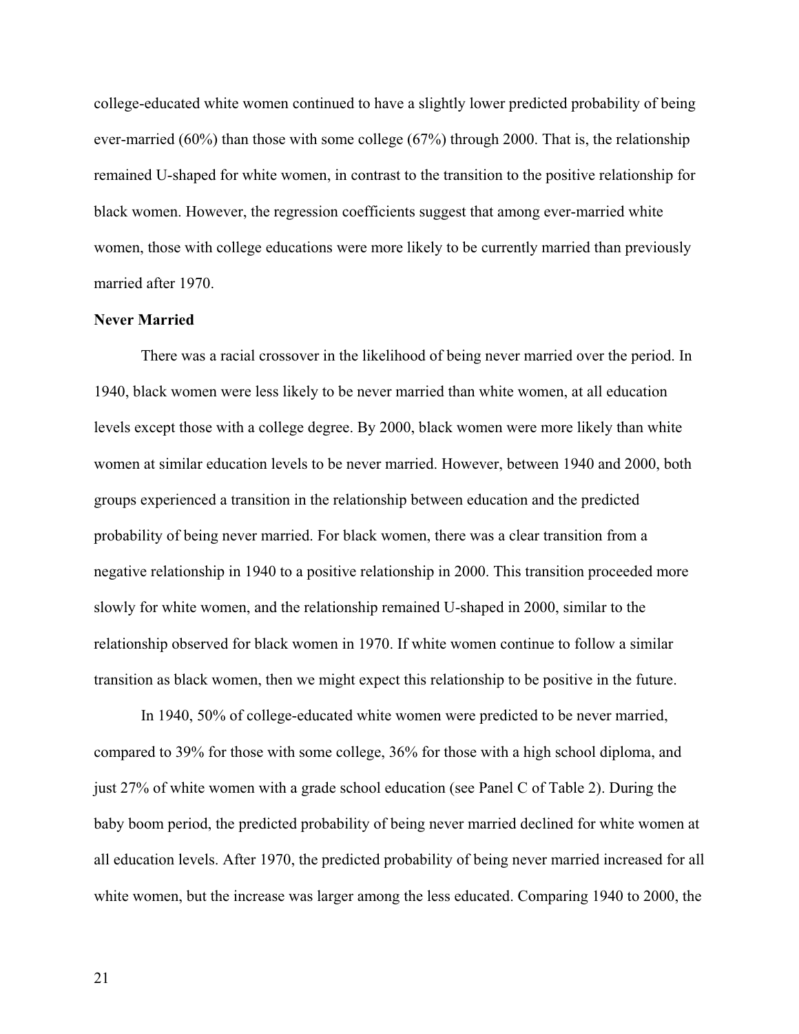college-educated white women continued to have a slightly lower predicted probability of being ever-married (60%) than those with some college (67%) through 2000. That is, the relationship remained U-shaped for white women, in contrast to the transition to the positive relationship for black women. However, the regression coefficients suggest that among ever-married white women, those with college educations were more likely to be currently married than previously married after 1970.

**Never Married**

There was a racial crossover in the likelihood of being never married over the period. In 1940, black women were less likely to be never married than white women, at all education levels except those with a college degree. By 2000, black women were more likely than white women at similar education levels to be never married. However, between 1940 and 2000, both groups experienced a transition in the relationship between education and the predicted probability of being never married. For black women, there was a clear transition from a negative relationship in 1940 to a positive relationship in 2000. This transition proceeded more slowly for white women, and the relationship remained U-shaped in 2000, similar to the relationship observed for black women in 1970. If white women continue to follow a similar transition as black women, then we might expect this relationship to be positive in the future.

In 1940, 50% of college-educated white women were predicted to be never married, compared to 39% for those with some college, 36% for those with a high school diploma, and just 27% of white women with a grade school education (see Panel C of Table 2). During the baby boom period, the predicted probability of being never married declined for white women at all education levels. After 1970, the predicted probability of being never married increased for all white women, but the increase was larger among the less educated. Comparing 1940 to 2000, the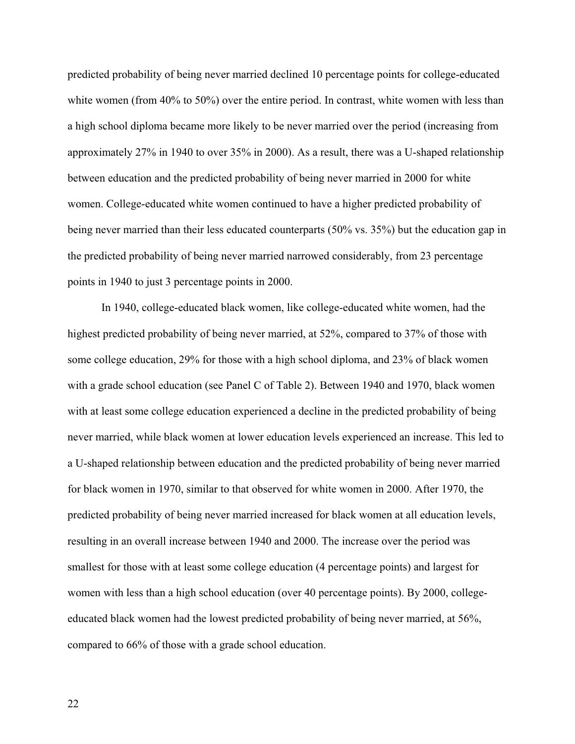predicted probability of being never married declined 10 percentage points for college-educated white women (from 40% to 50%) over the entire period. In contrast, white women with less than a high school diploma became more likely to be never married over the period (increasing from approximately 27% in 1940 to over 35% in 2000). As a result, there was a U-shaped relationship between education and the predicted probability of being never married in 2000 for white women. College-educated white women continued to have a higher predicted probability of being never married than their less educated counterparts (50% vs. 35%) but the education gap in the predicted probability of being never married narrowed considerably, from 23 percentage points in 1940 to just 3 percentage points in 2000.

In 1940, college-educated black women, like college-educated white women, had the highest predicted probability of being never married, at 52%, compared to 37% of those with some college education, 29% for those with a high school diploma, and 23% of black women with a grade school education (see Panel C of Table 2). Between 1940 and 1970, black women with at least some college education experienced a decline in the predicted probability of being never married, while black women at lower education levels experienced an increase. This led to a U-shaped relationship between education and the predicted probability of being never married for black women in 1970, similar to that observed for white women in 2000. After 1970, the predicted probability of being never married increased for black women at all education levels, resulting in an overall increase between 1940 and 2000. The increase over the period was smallest for those with at least some college education (4 percentage points) and largest for women with less than a high school education (over 40 percentage points). By 2000, college-educated black women had the lowest predicted probability of being never married, at 56%, compared to 66% of those with a grade school education.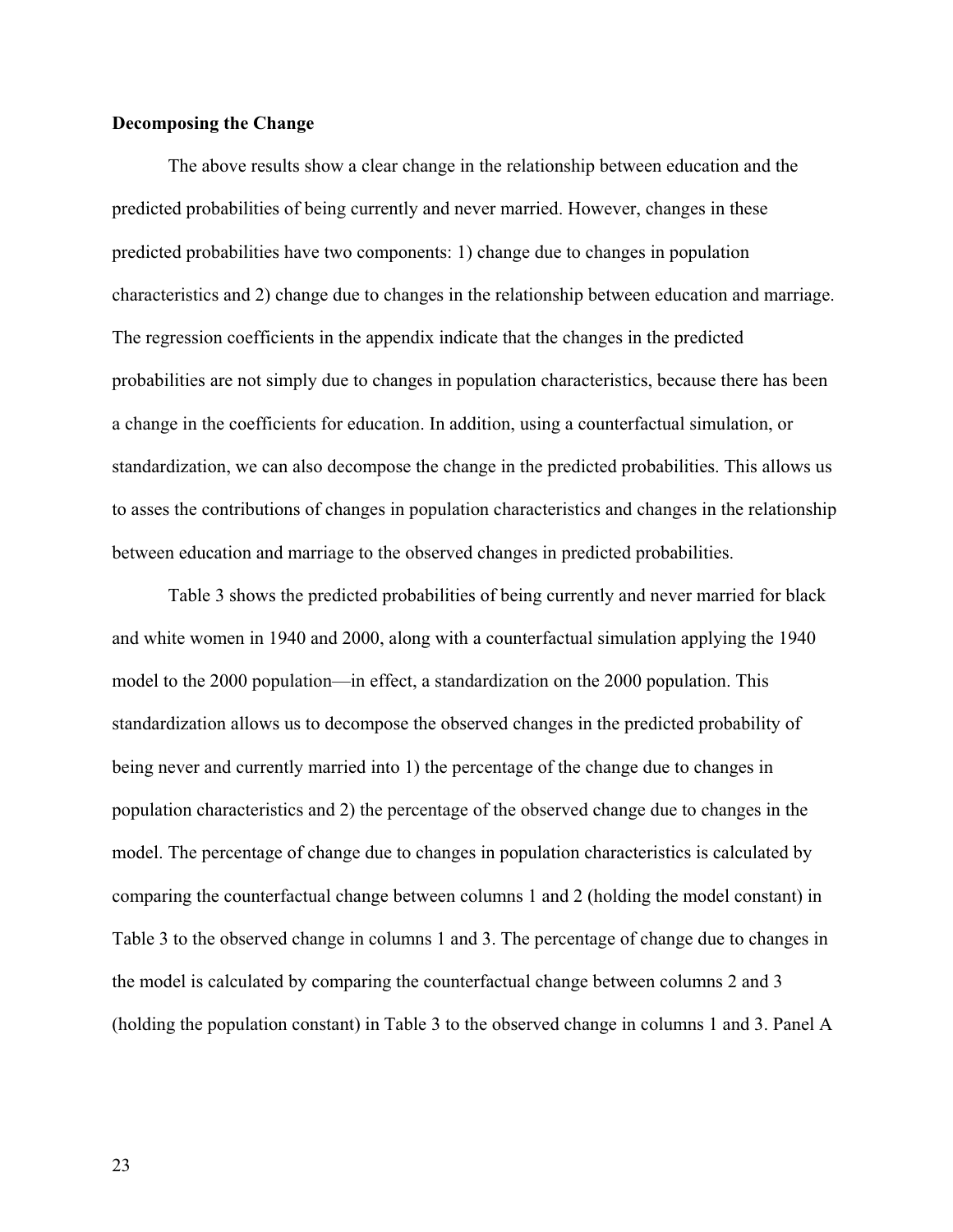**Decomposing the Change**

The above results show a clear change in the relationship between education and the predicted probabilities of being currently and never married. However, changes in these predicted probabilities have two components: 1) change due to changes in population characteristics and 2) change due to changes in the relationship between education and marriage. The regression coefficients in the appendix indicate that the changes in the predicted probabilities are not simply due to changes in population characteristics, because there has been a change in the coefficients for education. In addition, using a counterfactual simulation, or standardization, we can also decompose the change in the predicted probabilities. This allows us to asses the contributions of changes in population characteristics and changes in the relationship between education and marriage to the observed changes in predicted probabilities.

Table 3 shows the predicted probabilities of being currently and never married for black and white women in 1940 and 2000, along with a counterfactual simulation applying the 1940 model to the 2000 population—in effect, a standardization on the 2000 population. This standardization allows us to decompose the observed changes in the predicted probability of being never and currently married into 1) the percentage of the change due to changes in population characteristics and 2) the percentage of the observed change due to changes in the model. The percentage of change due to changes in population characteristics is calculated by comparing the counterfactual change between columns 1 and 2 (holding the model constant) in Table 3 to the observed change in columns 1 and 3. The percentage of change due to changes in the model is calculated by comparing the counterfactual change between columns 2 and 3 (holding the population constant) in Table 3 to the observed change in columns 1 and 3. Panel A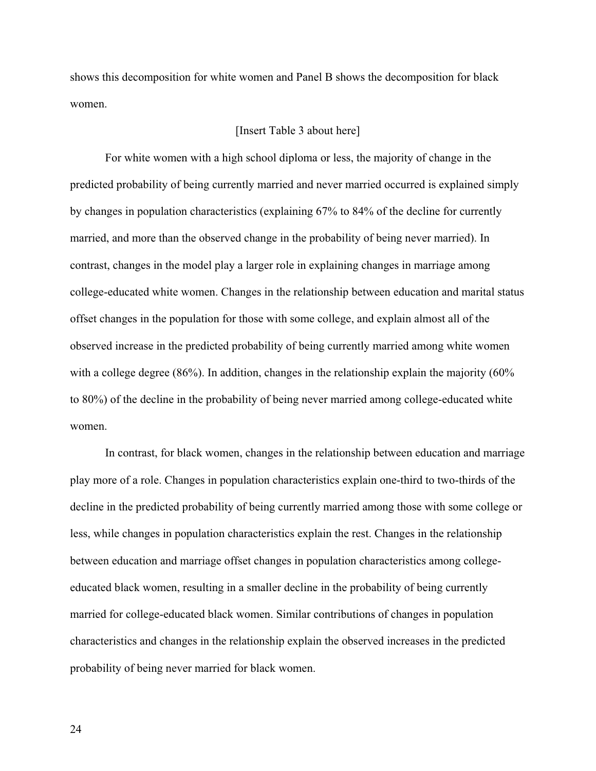shows this decomposition for white women and Panel B shows the decomposition for black women.

[Insert Table 3 about here]

For white women with a high school diploma or less, the majority of change in the predicted probability of being currently married and never married occurred is explained simply by changes in population characteristics (explaining 67% to 84% of the decline for currently married, and more than the observed change in the probability of being never married). In contrast, changes in the model play a larger role in explaining changes in marriage among college-educated white women. Changes in the relationship between education and marital status offset changes in the population for those with some college, and explain almost all of the observed increase in the predicted probability of being currently married among white women with a college degree (86%). In addition, changes in the relationship explain the majority (60% to 80%) of the decline in the probability of being never married among college-educated white women.

In contrast, for black women, changes in the relationship between education and marriage play more of a role. Changes in population characteristics explain one-third to two-thirds of the decline in the predicted probability of being currently married among those with some college or less, while changes in population characteristics explain the rest. Changes in the relationship between education and marriage offset changes in population characteristics among college-educated black women, resulting in a smaller decline in the probability of being currently married for college-educated black women. Similar contributions of changes in population characteristics and changes in the relationship explain the observed increases in the predicted probability of being never married for black women.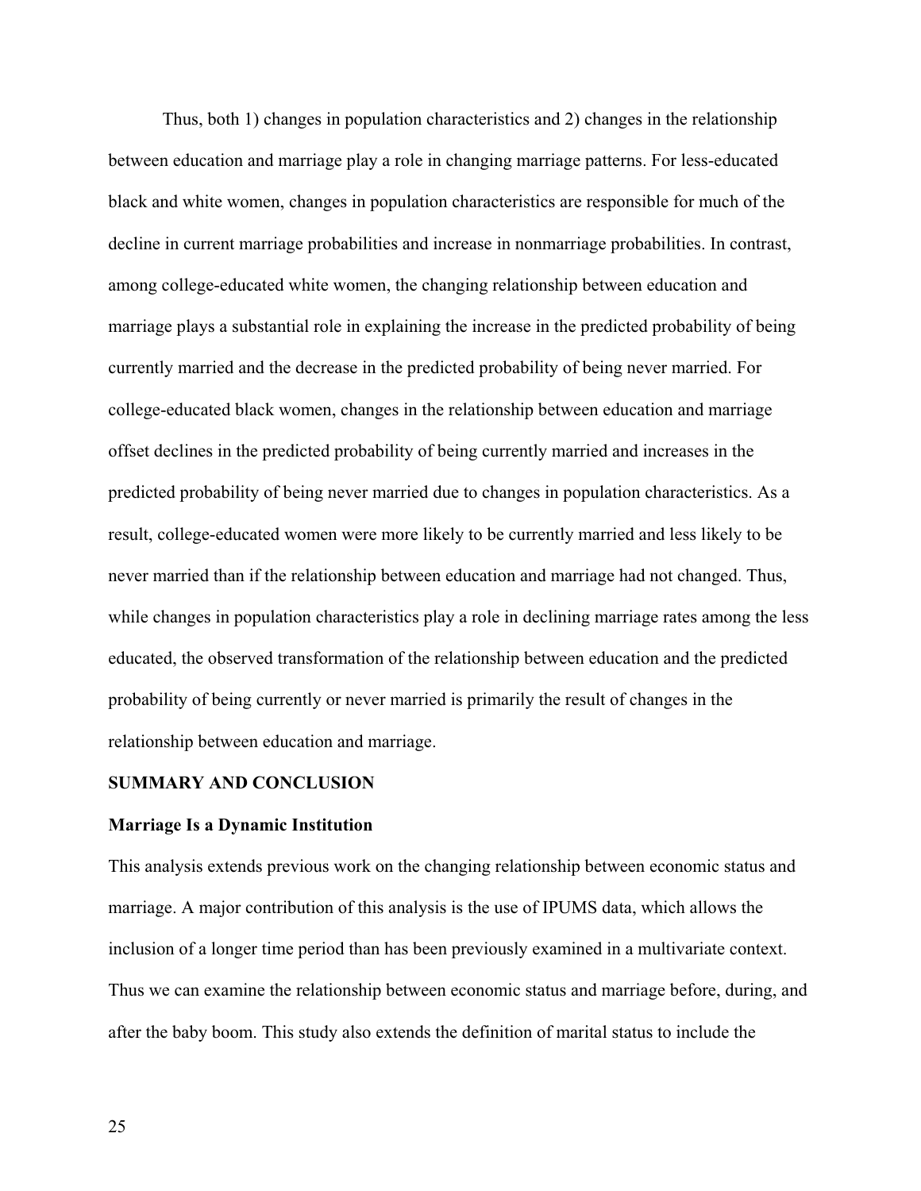Thus, both 1) changes in population characteristics and 2) changes in the relationship between education and marriage play a role in changing marriage patterns. For less-educated black and white women, changes in population characteristics are responsible for much of the decline in current marriage probabilities and increase in nonmarriage probabilities. In contrast, among college-educated white women, the changing relationship between education and marriage plays a substantial role in explaining the increase in the predicted probability of being currently married and the decrease in the predicted probability of being never married. For college-educated black women, changes in the relationship between education and marriage offset declines in the predicted probability of being currently married and increases in the predicted probability of being never married due to changes in population characteristics. As a result, college-educated women were more likely to be currently married and less likely to be never married than if the relationship between education and marriage had not changed. Thus, while changes in population characteristics play a role in declining marriage rates among the less educated, the observed transformation of the relationship between education and the predicted probability of being currently or never married is primarily the result of changes in the relationship between education and marriage.

## SUMMARY AND CONCLUSION

### Marriage Is a Dynamic Institution

This analysis extends previous work on the changing relationship between economic status and marriage. A major contribution of this analysis is the use of IPUMS data, which allows the inclusion of a longer time period than has been previously examined in a multivariate context. Thus we can examine the relationship between economic status and marriage before, during, and after the baby boom. This study also extends the definition of marital status to include the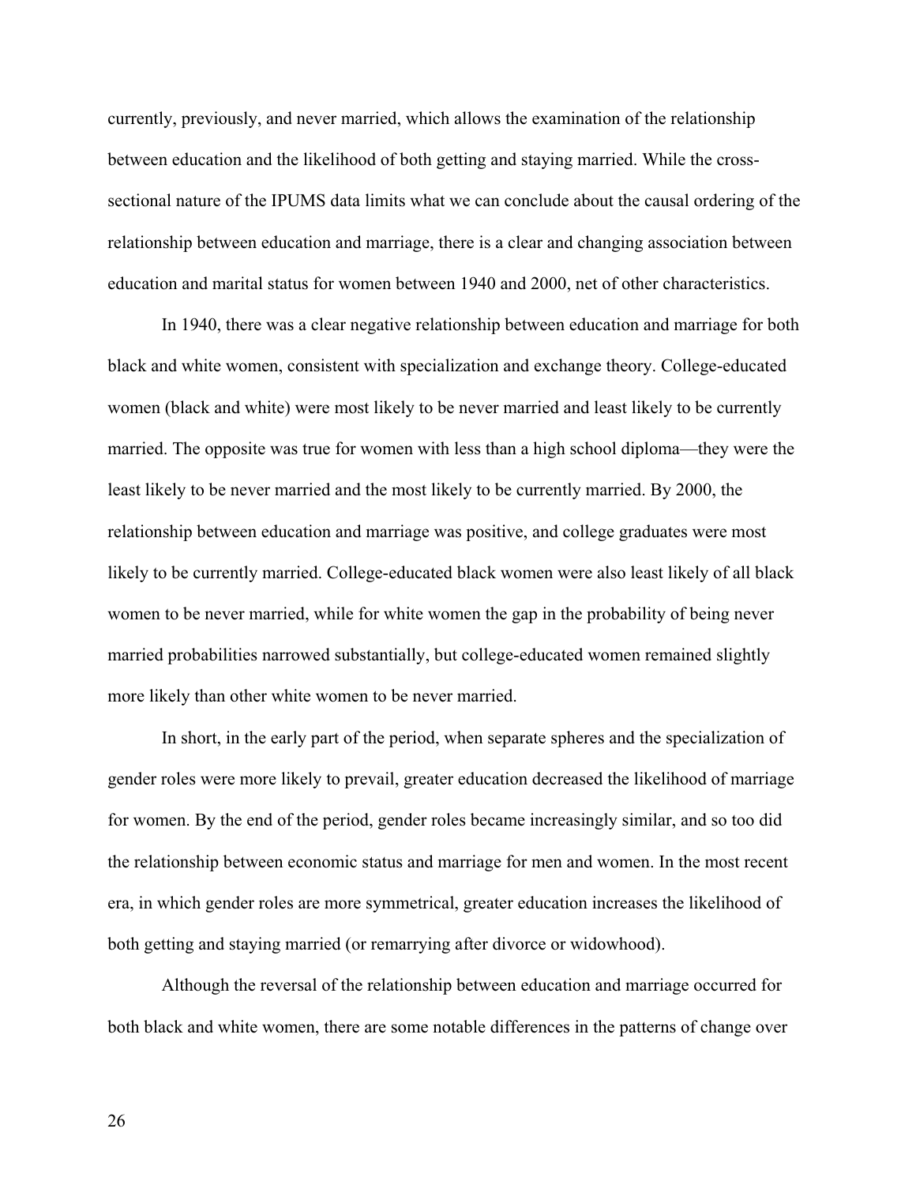currently, previously, and never married, which allows the examination of the relationship between education and the likelihood of both getting and staying married. While the cross-sectional nature of the IPUMS data limits what we can conclude about the causal ordering of the relationship between education and marriage, there is a clear and changing association between education and marital status for women between 1940 and 2000, net of other characteristics.

In 1940, there was a clear negative relationship between education and marriage for both black and white women, consistent with specialization and exchange theory. College-educated women (black and white) were most likely to be never married and least likely to be currently married. The opposite was true for women with less than a high school diploma—they were the least likely to be never married and the most likely to be currently married. By 2000, the relationship between education and marriage was positive, and college graduates were most likely to be currently married. College-educated black women were also least likely of all black women to be never married, while for white women the gap in the probability of being never married probabilities narrowed substantially, but college-educated women remained slightly more likely than other white women to be never married.

In short, in the early part of the period, when separate spheres and the specialization of gender roles were more likely to prevail, greater education decreased the likelihood of marriage for women. By the end of the period, gender roles became increasingly similar, and so too did the relationship between economic status and marriage for men and women. In the most recent era, in which gender roles are more symmetrical, greater education increases the likelihood of both getting and staying married (or remarrying after divorce or widowhood).

Although the reversal of the relationship between education and marriage occurred for both black and white women, there are some notable differences in the patterns of change over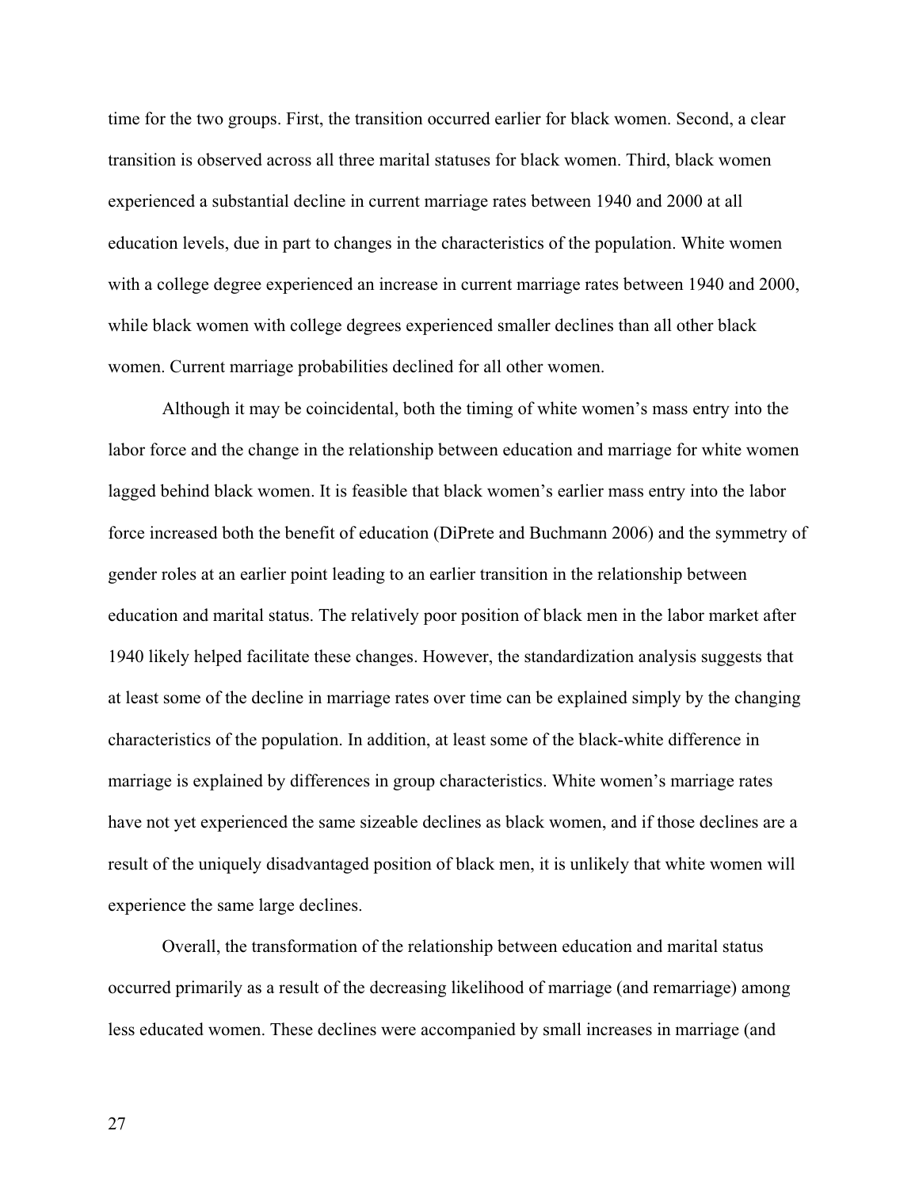time for the two groups. First, the transition occurred earlier for black women. Second, a clear transition is observed across all three marital statuses for black women. Third, black women experienced a substantial decline in current marriage rates between 1940 and 2000 at all education levels, due in part to changes in the characteristics of the population. White women with a college degree experienced an increase in current marriage rates between 1940 and 2000, while black women with college degrees experienced smaller declines than all other black women. Current marriage probabilities declined for all other women.

Although it may be coincidental, both the timing of white women's mass entry into the labor force and the change in the relationship between education and marriage for white women lagged behind black women. It is feasible that black women's earlier mass entry into the labor force increased both the benefit of education (DiPrete and Buchmann 2006) and the symmetry of gender roles at an earlier point leading to an earlier transition in the relationship between education and marital status. The relatively poor position of black men in the labor market after 1940 likely helped facilitate these changes. However, the standardization analysis suggests that at least some of the decline in marriage rates over time can be explained simply by the changing characteristics of the population. In addition, at least some of the black-white difference in marriage is explained by differences in group characteristics. White women's marriage rates have not yet experienced the same sizeable declines as black women, and if those declines are a result of the uniquely disadvantaged position of black men, it is unlikely that white women will experience the same large declines.

Overall, the transformation of the relationship between education and marital status occurred primarily as a result of the decreasing likelihood of marriage (and remarriage) among less educated women. These declines were accompanied by small increases in marriage (and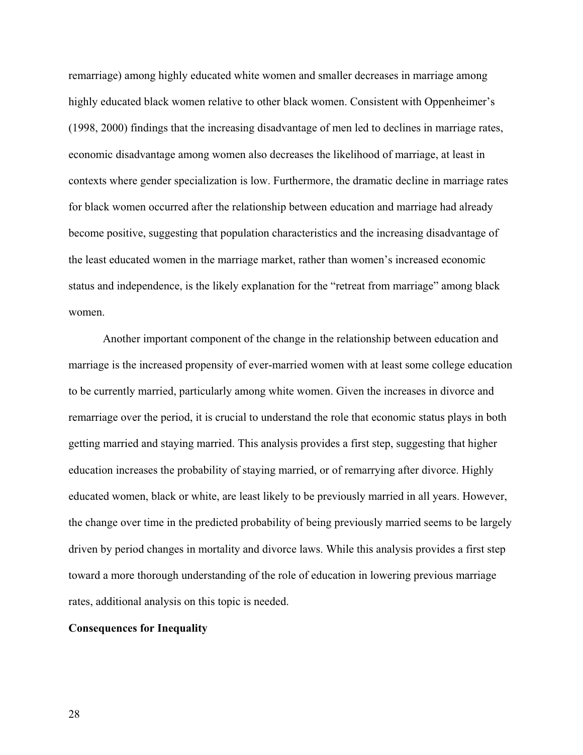remarriage) among highly educated white women and smaller decreases in marriage among highly educated black women relative to other black women. Consistent with Oppenheimer's (1998, 2000) findings that the increasing disadvantage of men led to declines in marriage rates, economic disadvantage among women also decreases the likelihood of marriage, at least in contexts where gender specialization is low. Furthermore, the dramatic decline in marriage rates for black women occurred after the relationship between education and marriage had already become positive, suggesting that population characteristics and the increasing disadvantage of the least educated women in the marriage market, rather than women's increased economic status and independence, is the likely explanation for the "retreat from marriage" among black women.

Another important component of the change in the relationship between education and marriage is the increased propensity of ever-married women with at least some college education to be currently married, particularly among white women. Given the increases in divorce and remarriage over the period, it is crucial to understand the role that economic status plays in both getting married and staying married. This analysis provides a first step, suggesting that higher education increases the probability of staying married, or of remarrying after divorce. Highly educated women, black or white, are least likely to be previously married in all years. However, the change over time in the predicted probability of being previously married seems to be largely driven by period changes in mortality and divorce laws. While this analysis provides a first step toward a more thorough understanding of the role of education in lowering previous marriage rates, additional analysis on this topic is needed.

**Consequences for Inequality**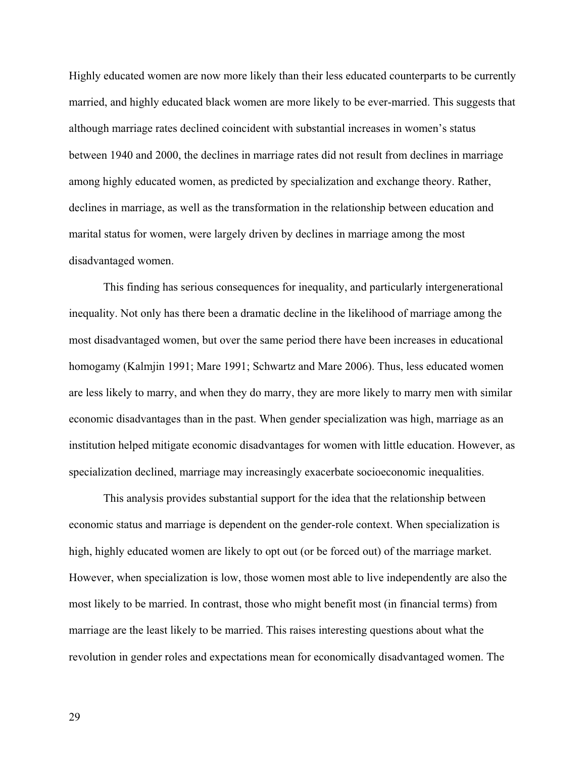Highly educated women are now more likely than their less educated counterparts to be currently married, and highly educated black women are more likely to be ever-married. This suggests that although marriage rates declined coincident with substantial increases in women's status between 1940 and 2000, the declines in marriage rates did not result from declines in marriage among highly educated women, as predicted by specialization and exchange theory. Rather, declines in marriage, as well as the transformation in the relationship between education and marital status for women, were largely driven by declines in marriage among the most disadvantaged women.

This finding has serious consequences for inequality, and particularly intergenerational inequality. Not only has there been a dramatic decline in the likelihood of marriage among the most disadvantaged women, but over the same period there have been increases in educational homogamy (Kalmjin 1991; Mare 1991; Schwartz and Mare 2006). Thus, less educated women are less likely to marry, and when they do marry, they are more likely to marry men with similar economic disadvantages than in the past. When gender specialization was high, marriage as an institution helped mitigate economic disadvantages for women with little education. However, as specialization declined, marriage may increasingly exacerbate socioeconomic inequalities.

This analysis provides substantial support for the idea that the relationship between economic status and marriage is dependent on the gender-role context. When specialization is high, highly educated women are likely to opt out (or be forced out) of the marriage market. However, when specialization is low, those women most able to live independently are also the most likely to be married. In contrast, those who might benefit most (in financial terms) from marriage are the least likely to be married. This raises interesting questions about what the revolution in gender roles and expectations mean for economically disadvantaged women. The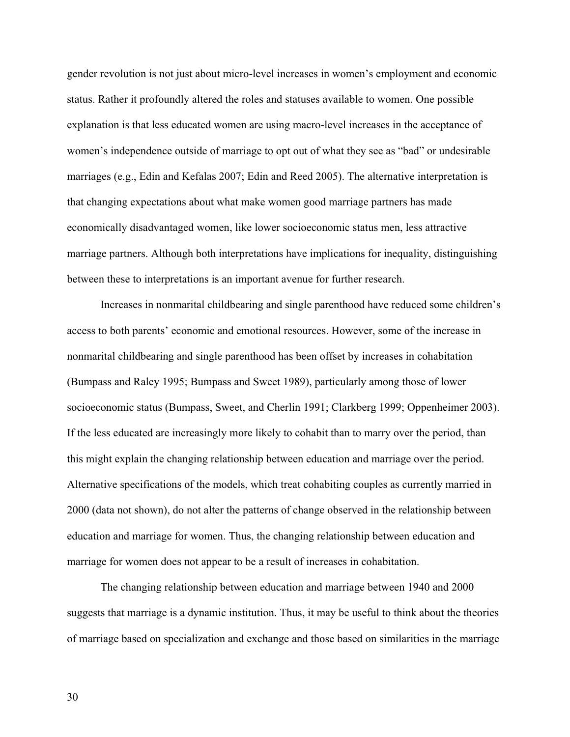gender revolution is not just about micro-level increases in women's employment and economic status. Rather it profoundly altered the roles and statuses available to women. One possible explanation is that less educated women are using macro-level increases in the acceptance of women's independence outside of marriage to opt out of what they see as "bad" or undesirable marriages (e.g., Edin and Kefalas 2007; Edin and Reed 2005). The alternative interpretation is that changing expectations about what make women good marriage partners has made economically disadvantaged women, like lower socioeconomic status men, less attractive marriage partners. Although both interpretations have implications for inequality, distinguishing between these to interpretations is an important avenue for further research.

Increases in nonmarital childbearing and single parenthood have reduced some children's access to both parents' economic and emotional resources. However, some of the increase in nonmarital childbearing and single parenthood has been offset by increases in cohabitation (Bumpass and Raley 1995; Bumpass and Sweet 1989), particularly among those of lower socioeconomic status (Bumpass, Sweet, and Cherlin 1991; Clarkberg 1999; Oppenheimer 2003). If the less educated are increasingly more likely to cohabit than to marry over the period, than this might explain the changing relationship between education and marriage over the period. Alternative specifications of the models, which treat cohabiting couples as currently married in 2000 (data not shown), do not alter the patterns of change observed in the relationship between education and marriage for women. Thus, the changing relationship between education and marriage for women does not appear to be a result of increases in cohabitation.

The changing relationship between education and marriage between 1940 and 2000 suggests that marriage is a dynamic institution. Thus, it may be useful to think about the theories of marriage based on specialization and exchange and those based on similarities in the marriage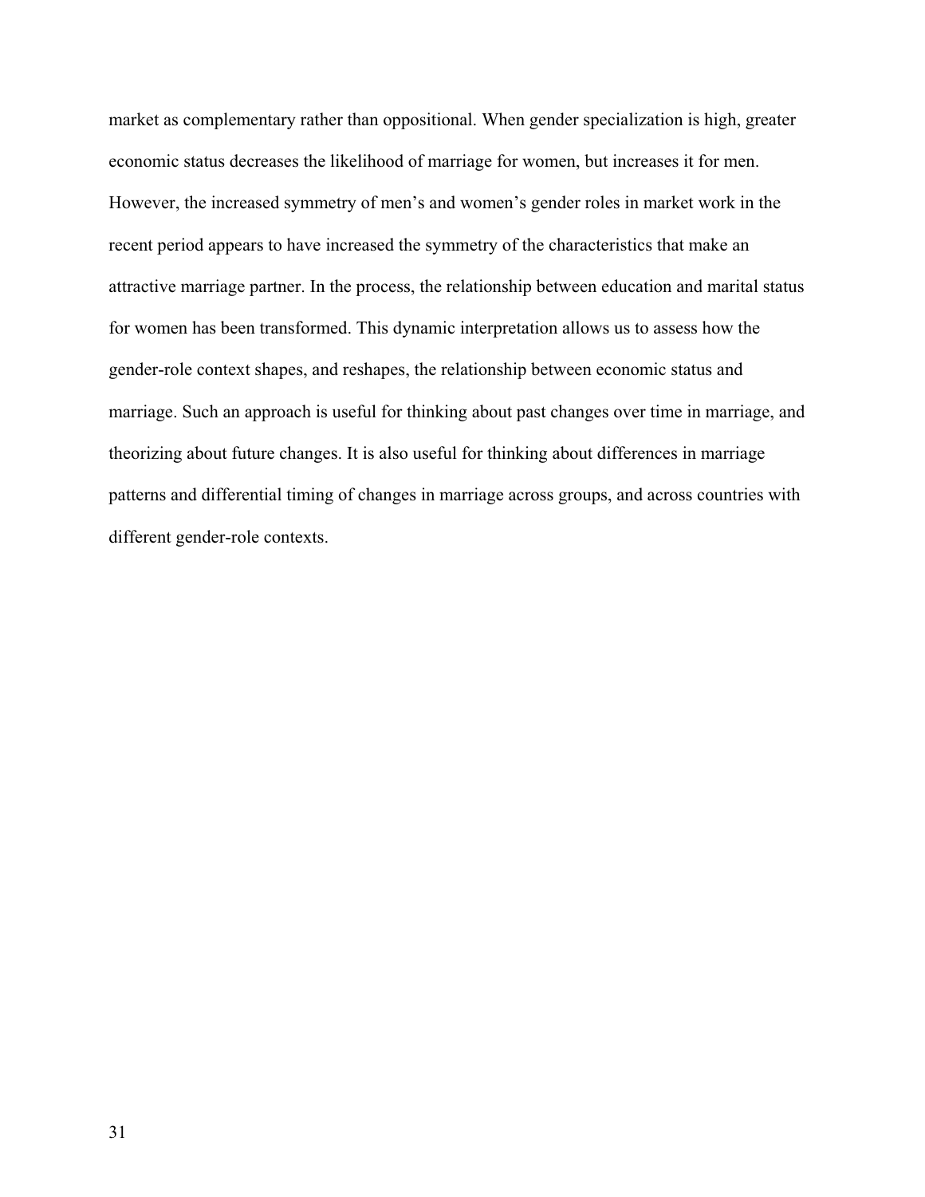market as complementary rather than oppositional. When gender specialization is high, greater economic status decreases the likelihood of marriage for women, but increases it for men. However, the increased symmetry of men's and women's gender roles in market work in the recent period appears to have increased the symmetry of the characteristics that make an attractive marriage partner. In the process, the relationship between education and marital status for women has been transformed. This dynamic interpretation allows us to assess how the gender-role context shapes, and reshapes, the relationship between economic status and marriage. Such an approach is useful for thinking about past changes over time in marriage, and theorizing about future changes. It is also useful for thinking about differences in marriage patterns and differential timing of changes in marriage across groups, and across countries with different gender-role contexts.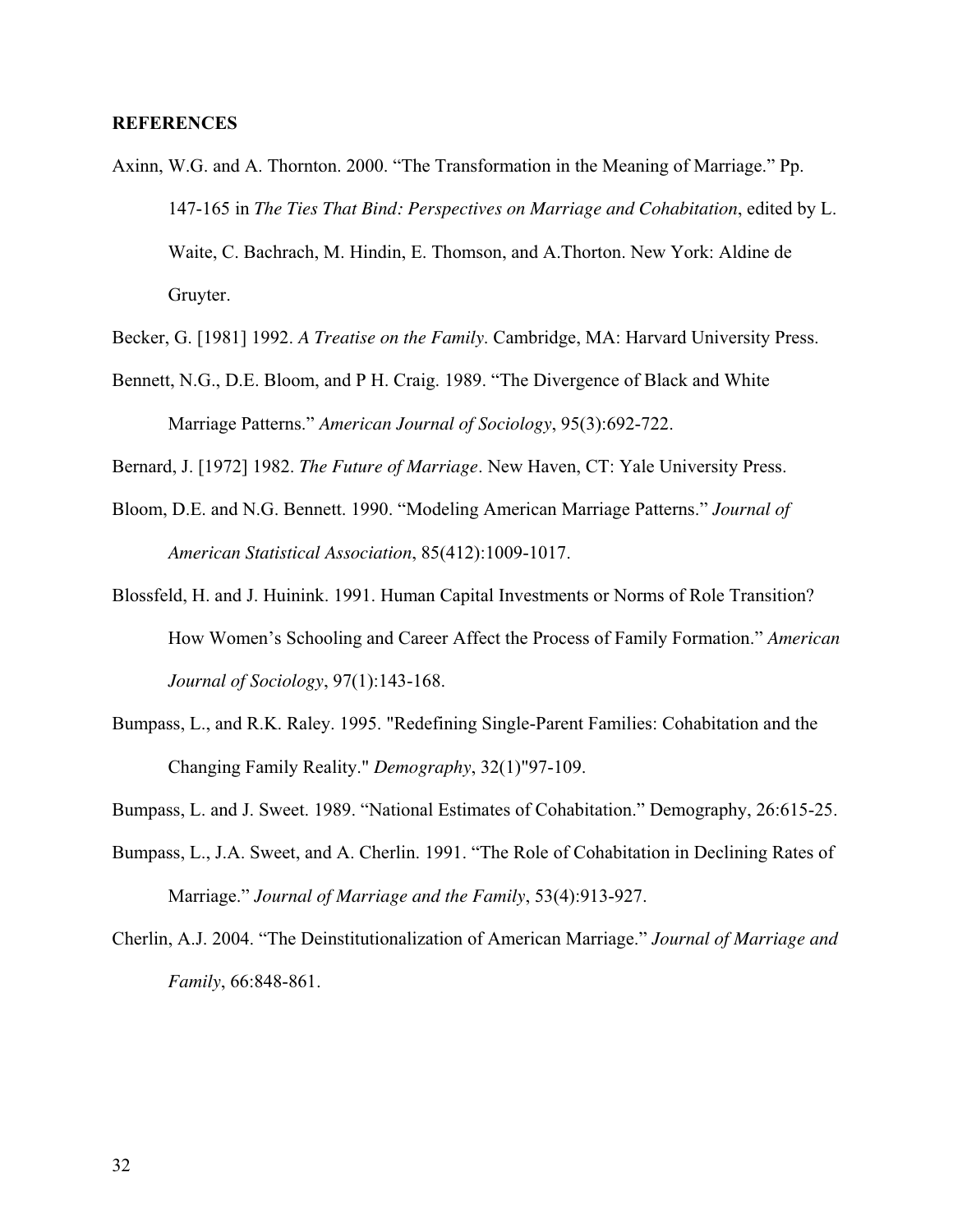**REFERENCES**

Axinn, W.G. and A. Thornton. 2000. "The Transformation in the Meaning of Marriage." Pp. 147-165 in *The Ties That Bind: Perspectives on Marriage and Cohabitation*, edited by L. Waite, C. Bachrach, M. Hindin, E. Thomson, and A.Thorton. New York: Aldine de Gruyter.

Becker, G. [1981] 1992. *A Treatise on the Family*. Cambridge, MA: Harvard University Press.

Bennett, N.G., D.E. Bloom, and P H. Craig. 1989. "The Divergence of Black and White Marriage Patterns." *American Journal of Sociology*, 95(3):692-722.

Bernard, J. [1972] 1982. *The Future of Marriage*. New Haven, CT: Yale University Press.

Bloom, D.E. and N.G. Bennett. 1990. "Modeling American Marriage Patterns." *Journal of American Statistical Association*, 85(412):1009-1017.

Blossfeld, H. and J. Huinink. 1991. Human Capital Investments or Norms of Role Transition? How Women's Schooling and Career Affect the Process of Family Formation." *American Journal of Sociology*, 97(1):143-168.

Bumpass, L., and R.K. Raley. 1995. "Redefining Single-Parent Families: Cohabitation and the Changing Family Reality." *Demography*, 32(1)"97-109.

Bumpass, L. and J. Sweet. 1989. "National Estimates of Cohabitation." Demography, 26:615-25.

Bumpass, L., J.A. Sweet, and A. Cherlin. 1991. "The Role of Cohabitation in Declining Rates of Marriage." *Journal of Marriage and the Family*, 53(4):913-927.

Cherlin, A.J. 2004. "The Deinstitutionalization of American Marriage." *Journal of Marriage and Family*, 66:848-861.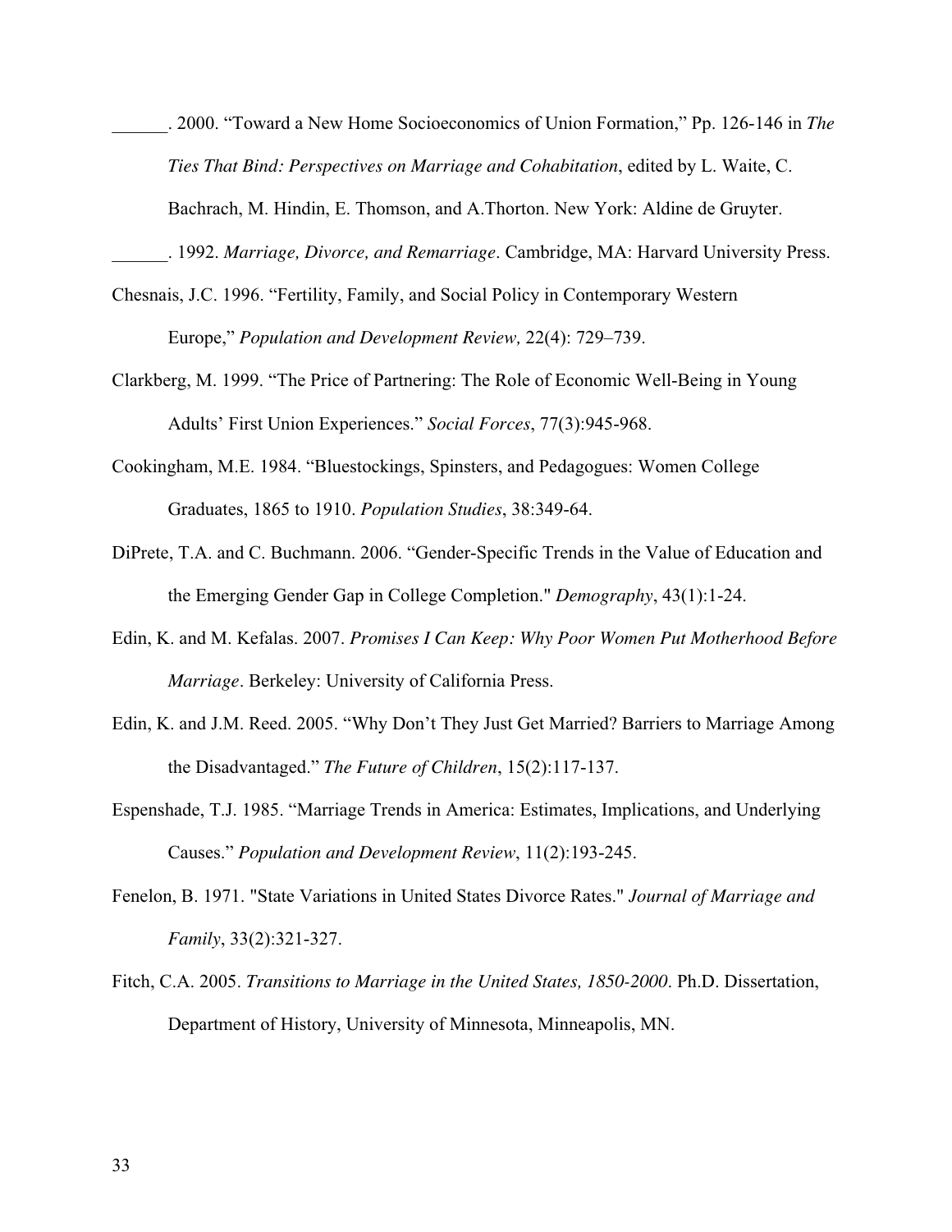______. 2000. “Toward a New Home Socioeconomics of Union Formation,” Pp. 126-146 in *The Ties That Bind: Perspectives on Marriage and Cohabitation*, edited by L. Waite, C. Bachrach, M. Hindin, E. Thomson, and A.Thorton. New York: Aldine de Gruyter.

______. 1992. *Marriage, Divorce, and Remarriage*. Cambridge, MA: Harvard University Press.

Chesnais, J.C. 1996. “Fertility, Family, and Social Policy in Contemporary Western Europe,” *Population and Development Review,* 22(4): 729–739.

Clarkberg, M. 1999. “The Price of Partnering: The Role of Economic Well-Being in Young Adults’ First Union Experiences.” *Social Forces*, 77(3):945-968.

Cookingham, M.E. 1984. “Bluestockings, Spinsters, and Pedagogues: Women College Graduates, 1865 to 1910. *Population Studies*, 38:349-64.

DiPrete, T.A. and C. Buchmann. 2006. “Gender-Specific Trends in the Value of Education and the Emerging Gender Gap in College Completion." *Demography*, 43(1):1-24.

Edin, K. and M. Kefalas. 2007. *Promises I Can Keep: Why Poor Women Put Motherhood Before Marriage*. Berkeley: University of California Press.

Edin, K. and J.M. Reed. 2005. “Why Don’t They Just Get Married? Barriers to Marriage Among the Disadvantaged.” *The Future of Children*, 15(2):117-137.

Espenshade, T.J. 1985. “Marriage Trends in America: Estimates, Implications, and Underlying Causes.” *Population and Development Review*, 11(2):193-245.

Fenelon, B. 1971. "State Variations in United States Divorce Rates." *Journal of Marriage and Family*, 33(2):321-327.

Fitch, C.A. 2005. *Transitions to Marriage in the United States, 1850-2000*. Ph.D. Dissertation, Department of History, University of Minnesota, Minneapolis, MN.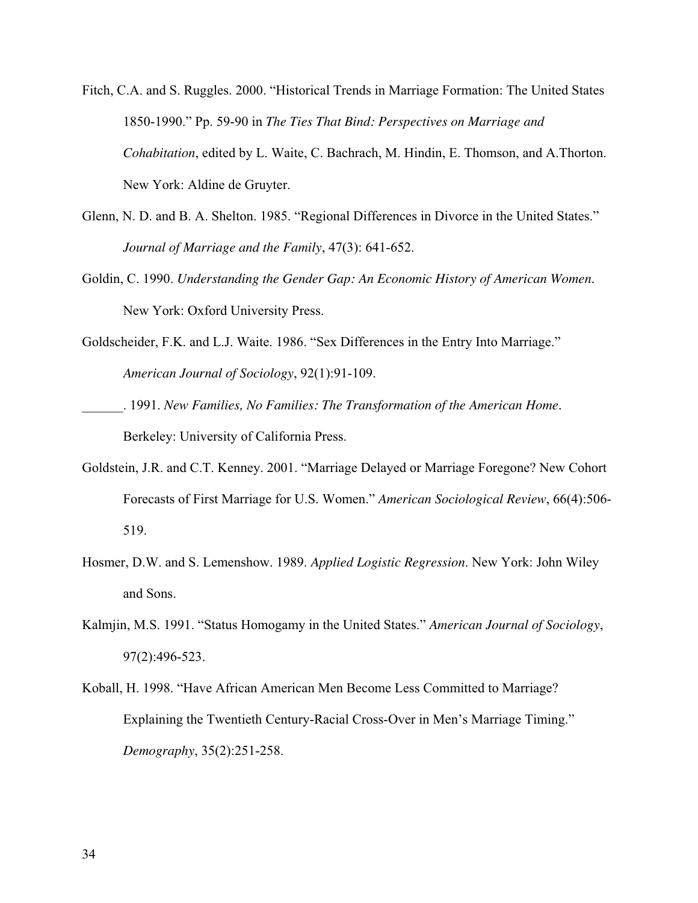Fitch, C.A. and S. Ruggles. 2000. "Historical Trends in Marriage Formation: The United States 1850-1990." Pp. 59-90 in *The Ties That Bind: Perspectives on Marriage and Cohabitation*, edited by L. Waite, C. Bachrach, M. Hindin, E. Thomson, and A.Thorton. New York: Aldine de Gruyter.

Glenn, N. D. and B. A. Shelton. 1985. "Regional Differences in Divorce in the United States." *Journal of Marriage and the Family*, 47(3): 641-652.

Goldin, C. 1990. *Understanding the Gender Gap: An Economic History of American Women*. New York: Oxford University Press.

Goldscheider, F.K. and L.J. Waite. 1986. "Sex Differences in the Entry Into Marriage." *American Journal of Sociology*, 92(1):91-109.

______. 1991. *New Families, No Families: The Transformation of the American Home*. Berkeley: University of California Press.

Goldstein, J.R. and C.T. Kenney. 2001. "Marriage Delayed or Marriage Foregone? New Cohort Forecasts of First Marriage for U.S. Women." *American Sociological Review*, 66(4):506-519.

Hosmer, D.W. and S. Lemenshow. 1989. *Applied Logistic Regression*. New York: John Wiley and Sons.

Kalmjin, M.S. 1991. "Status Homogamy in the United States." *American Journal of Sociology*, 97(2):496-523.

Koball, H. 1998. "Have African American Men Become Less Committed to Marriage? Explaining the Twentieth Century-Racial Cross-Over in Men's Marriage Timing." *Demography*, 35(2):251-258.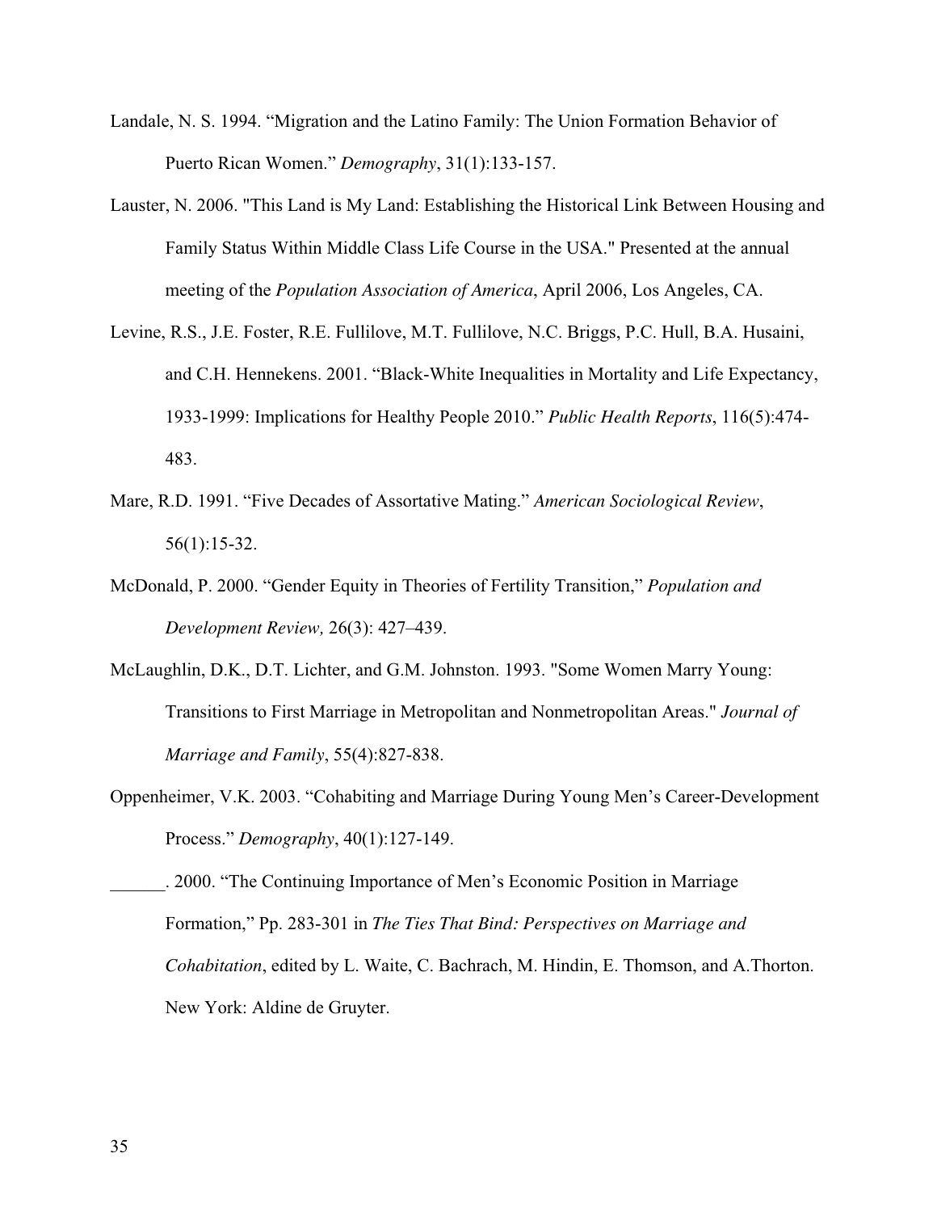Landale, N. S. 1994. “Migration and the Latino Family: The Union Formation Behavior of Puerto Rican Women.” *Demography*, 31(1):133-157.

Lauster, N. 2006. "This Land is My Land: Establishing the Historical Link Between Housing and Family Status Within Middle Class Life Course in the USA." Presented at the annual meeting of the *Population Association of America*, April 2006, Los Angeles, CA.

Levine, R.S., J.E. Foster, R.E. Fullilove, M.T. Fullilove, N.C. Briggs, P.C. Hull, B.A. Husaini, and C.H. Hennekens. 2001. “Black-White Inequalities in Mortality and Life Expectancy, 1933-1999: Implications for Healthy People 2010.” *Public Health Reports*, 116(5):474-483.

Mare, R.D. 1991. “Five Decades of Assortative Mating.” *American Sociological Review*, 56(1):15-32.

McDonald, P. 2000. “Gender Equity in Theories of Fertility Transition,” *Population and Development Review,* 26(3): 427–439.

McLaughlin, D.K., D.T. Lichter, and G.M. Johnston. 1993. "Some Women Marry Young: Transitions to First Marriage in Metropolitan and Nonmetropolitan Areas." *Journal of Marriage and Family*, 55(4):827-838.

Oppenheimer, V.K. 2003. “Cohabiting and Marriage During Young Men’s Career-Development Process.” *Demography*, 40(1):127-149.

______. 2000. “The Continuing Importance of Men’s Economic Position in Marriage Formation,” Pp. 283-301 in *The Ties That Bind: Perspectives on Marriage and Cohabitation*, edited by L. Waite, C. Bachrach, M. Hindin, E. Thomson, and A.Thorton. New York: Aldine de Gruyter.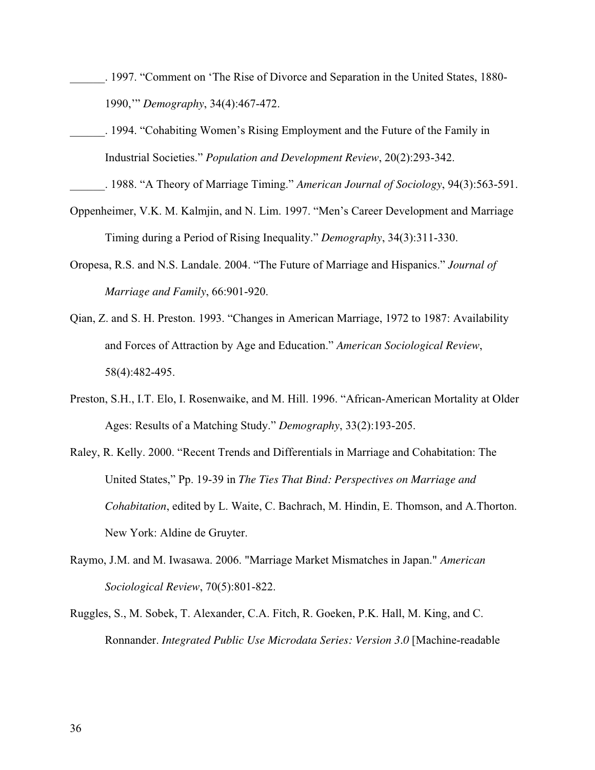______. 1997. “Comment on ‘The Rise of Divorce and Separation in the United States, 1880-1990,’” *Demography*, 34(4):467-472.

______. 1994. “Cohabiting Women’s Rising Employment and the Future of the Family in Industrial Societies.” *Population and Development Review*, 20(2):293-342.

______. 1988. “A Theory of Marriage Timing.” *American Journal of Sociology*, 94(3):563-591.

Oppenheimer, V.K. M. Kalmjin, and N. Lim. 1997. “Men’s Career Development and Marriage Timing during a Period of Rising Inequality.” *Demography*, 34(3):311-330.

Oropesa, R.S. and N.S. Landale. 2004. “The Future of Marriage and Hispanics.” *Journal of Marriage and Family*, 66:901-920.

Qian, Z. and S. H. Preston. 1993. “Changes in American Marriage, 1972 to 1987: Availability and Forces of Attraction by Age and Education.” *American Sociological Review*, 58(4):482-495.

Preston, S.H., I.T. Elo, I. Rosenwaike, and M. Hill. 1996. “African-American Mortality at Older Ages: Results of a Matching Study.” *Demography*, 33(2):193-205.

Raley, R. Kelly. 2000. “Recent Trends and Differentials in Marriage and Cohabitation: The United States,” Pp. 19-39 in *The Ties That Bind: Perspectives on Marriage and Cohabitation*, edited by L. Waite, C. Bachrach, M. Hindin, E. Thomson, and A.Thorton. New York: Aldine de Gruyter.

Raymo, J.M. and M. Iwasawa. 2006. "Marriage Market Mismatches in Japan." *American Sociological Review*, 70(5):801-822.

Ruggles, S., M. Sobek, T. Alexander, C.A. Fitch, R. Goeken, P.K. Hall, M. King, and C. Ronnander. *Integrated Public Use Microdata Series: Version 3.0* [Machine-readable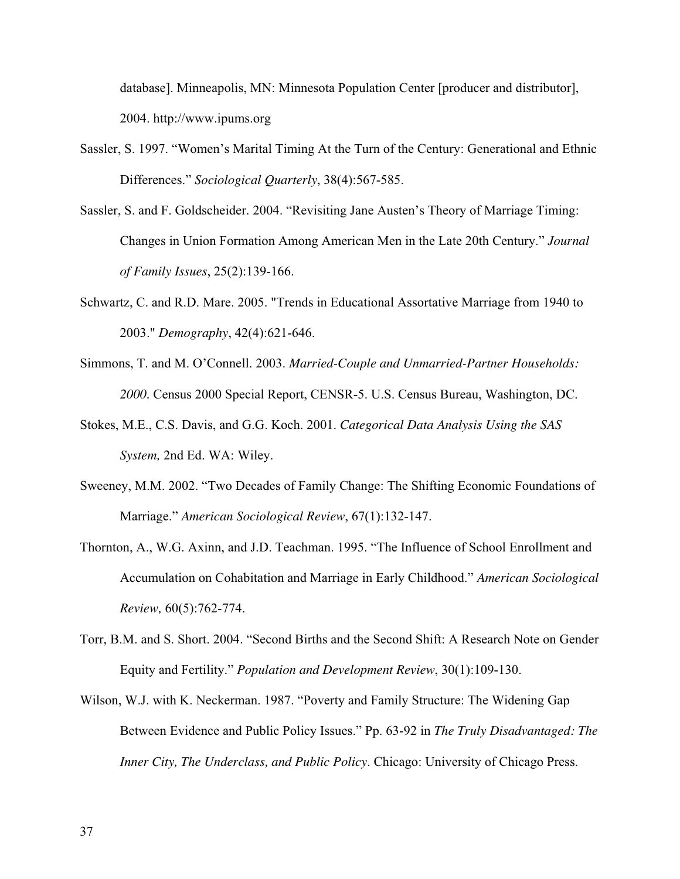database]. Minneapolis, MN: Minnesota Population Center [producer and distributor], 2004. http://www.ipums.org

Sassler, S. 1997. “Women’s Marital Timing At the Turn of the Century: Generational and Ethnic Differences.” *Sociological Quarterly*, 38(4):567-585.

Sassler, S. and F. Goldscheider. 2004. “Revisiting Jane Austen’s Theory of Marriage Timing: Changes in Union Formation Among American Men in the Late 20th Century.” *Journal of Family Issues*, 25(2):139-166.

Schwartz, C. and R.D. Mare. 2005. "Trends in Educational Assortative Marriage from 1940 to 2003." *Demography*, 42(4):621-646.

Simmons, T. and M. O’Connell. 2003. *Married-Couple and Unmarried-Partner Households: 2000*. Census 2000 Special Report, CENSR-5. U.S. Census Bureau, Washington, DC.

Stokes, M.E., C.S. Davis, and G.G. Koch. 2001. *Categorical Data Analysis Using the SAS System,* 2nd Ed. WA: Wiley.

Sweeney, M.M. 2002. “Two Decades of Family Change: The Shifting Economic Foundations of Marriage.” *American Sociological Review*, 67(1):132-147.

Thornton, A., W.G. Axinn, and J.D. Teachman. 1995. “The Influence of School Enrollment and Accumulation on Cohabitation and Marriage in Early Childhood.” *American Sociological Review,* 60(5):762-774.

Torr, B.M. and S. Short. 2004. “Second Births and the Second Shift: A Research Note on Gender Equity and Fertility.” *Population and Development Review*, 30(1):109-130.

Wilson, W.J. with K. Neckerman. 1987. “Poverty and Family Structure: The Widening Gap Between Evidence and Public Policy Issues.” Pp. 63-92 in *The Truly Disadvantaged: The Inner City, The Underclass, and Public Policy*. Chicago: University of Chicago Press.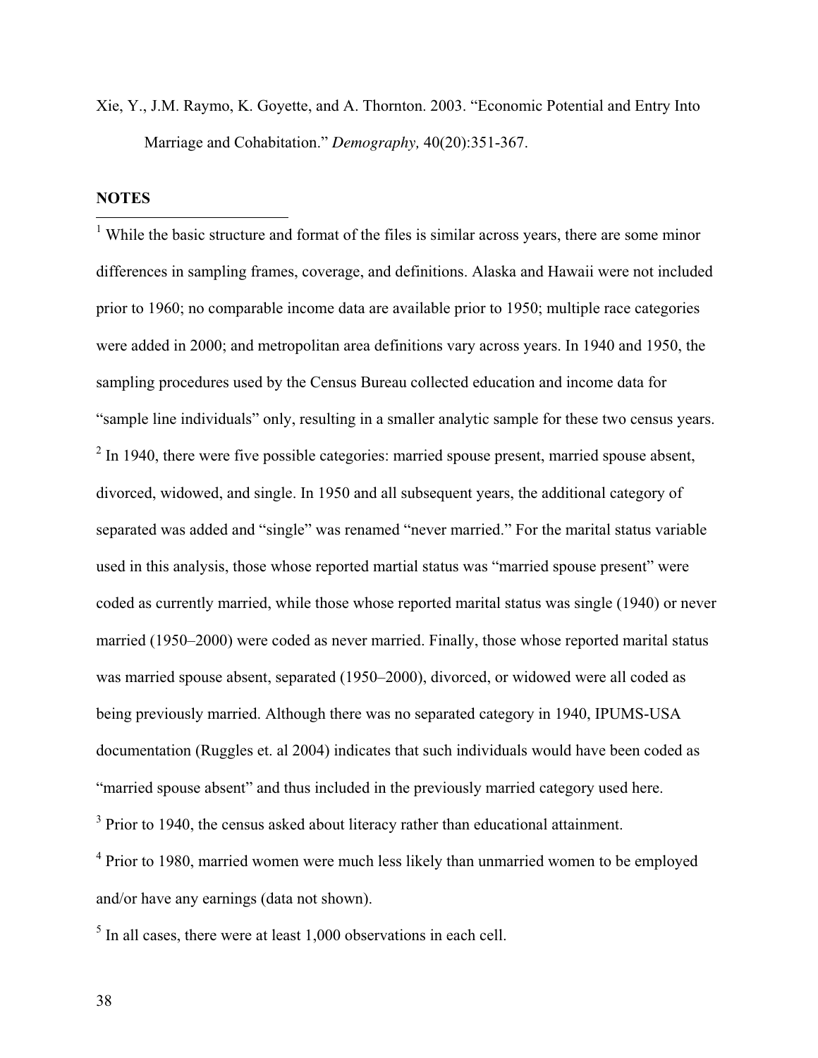Xie, Y., J.M. Raymo, K. Goyette, and A. Thornton. 2003. “Economic Potential and Entry Into Marriage and Cohabitation.” *Demography,* 40(20):351-367.

**NOTES**

[1] While the basic structure and format of the files is similar across years, there are some minor differences in sampling frames, coverage, and definitions. Alaska and Hawaii were not included prior to 1960; no comparable income data are available prior to 1950; multiple race categories were added in 2000; and metropolitan area definitions vary across years. In 1940 and 1950, the sampling procedures used by the Census Bureau collected education and income data for “sample line individuals” only, resulting in a smaller analytic sample for these two census years.

[2] In 1940, there were five possible categories: married spouse present, married spouse absent, divorced, widowed, and single. In 1950 and all subsequent years, the additional category of separated was added and “single” was renamed “never married.” For the marital status variable used in this analysis, those whose reported martial status was “married spouse present” were coded as currently married, while those whose reported marital status was single (1940) or never married (1950–2000) were coded as never married. Finally, those whose reported marital status was married spouse absent, separated (1950–2000), divorced, or widowed were all coded as being previously married. Although there was no separated category in 1940, IPUMS-USA documentation (Ruggles et. al 2004) indicates that such individuals would have been coded as “married spouse absent” and thus included in the previously married category used here.

[3] Prior to 1940, the census asked about literacy rather than educational attainment.

[4] Prior to 1980, married women were much less likely than unmarried women to be employed and/or have any earnings (data not shown).

[5] In all cases, there were at least 1,000 observations in each cell.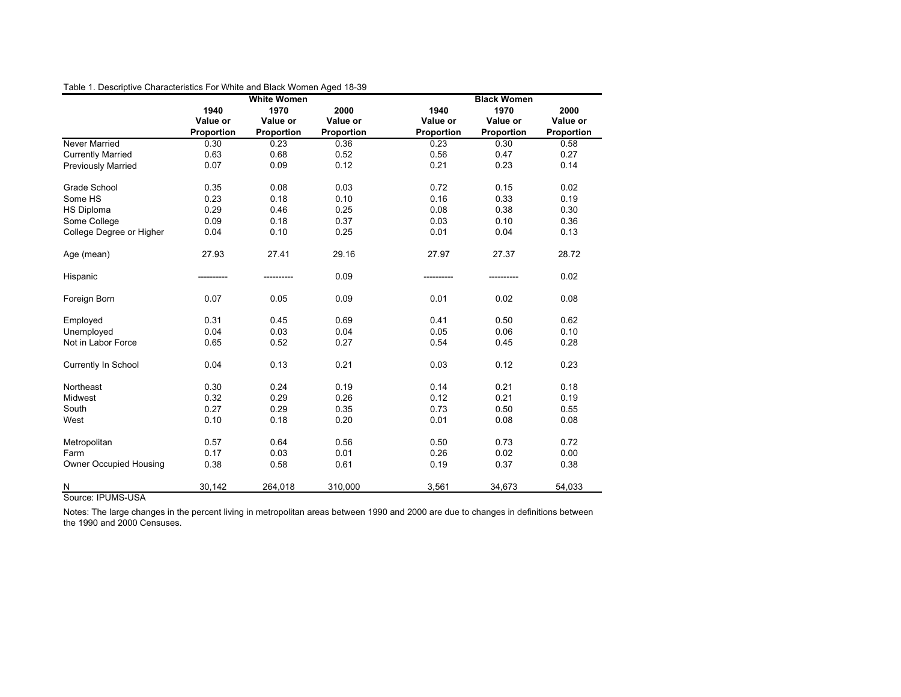Table 1. Descriptive Characteristics For White and Black Women Aged 18-39

| | White Women | | | Black Women | | |
|---|---|---|---|---|---|---|
| | 1940 Value or Proportion | 1970 Value or Proportion | 2000 Value or Proportion | 1940 Value or Proportion | 1970 Value or Proportion | 2000 Value or Proportion |
| Never Married | 0.30 | 0.23 | 0.36 | 0.23 | 0.30 | 0.58 |
| Currently Married | 0.63 | 0.68 | 0.52 | 0.56 | 0.47 | 0.27 |
| Previously Married | 0.07 | 0.09 | 0.12 | 0.21 | 0.23 | 0.14 |
| | | | | | | |
| Grade School | 0.35 | 0.08 | 0.03 | 0.72 | 0.15 | 0.02 |
| Some HS | 0.23 | 0.18 | 0.10 | 0.16 | 0.33 | 0.19 |
| HS Diploma | 0.29 | 0.46 | 0.25 | 0.08 | 0.38 | 0.30 |
| Some College | 0.09 | 0.18 | 0.37 | 0.03 | 0.10 | 0.36 |
| College Degree or Higher | 0.04 | 0.10 | 0.25 | 0.01 | 0.04 | 0.13 |
| | | | | | | |
| Age (mean) | 27.93 | 27.41 | 29.16 | 27.97 | 27.37 | 28.72 |
| | | | | | | |
| Hispanic | ---------- | ---------- | 0.09 | ---------- | ---------- | 0.02 |
| | | | | | | |
| Foreign Born | 0.07 | 0.05 | 0.09 | 0.01 | 0.02 | 0.08 |
| | | | | | | |
| Employed | 0.31 | 0.45 | 0.69 | 0.41 | 0.50 | 0.62 |
| Unemployed | 0.04 | 0.03 | 0.04 | 0.05 | 0.06 | 0.10 |
| Not in Labor Force | 0.65 | 0.52 | 0.27 | 0.54 | 0.45 | 0.28 |
| | | | | | | |
| Currently In School | 0.04 | 0.13 | 0.21 | 0.03 | 0.12 | 0.23 |
| | | | | | | |
| Northeast | 0.30 | 0.24 | 0.19 | 0.14 | 0.21 | 0.18 |
| Midwest | 0.32 | 0.29 | 0.26 | 0.12 | 0.21 | 0.19 |
| South | 0.27 | 0.29 | 0.35 | 0.73 | 0.50 | 0.55 |
| West | 0.10 | 0.18 | 0.20 | 0.01 | 0.08 | 0.08 |
| | | | | | | |
| Metropolitan | 0.57 | 0.64 | 0.56 | 0.50 | 0.73 | 0.72 |
| Farm | 0.17 | 0.03 | 0.01 | 0.26 | 0.02 | 0.00 |
| Owner Occupied Housing | 0.38 | 0.58 | 0.61 | 0.19 | 0.37 | 0.38 |
| | | | | | | |
| N | 30,142 | 264,018 | 310,000 | 3,561 | 34,673 | 54,033 |

Source: IPUMS-USA

Notes: The large changes in the percent living in metropolitan areas between 1990 and 2000 are due to changes in definitions between the 1990 and 2000 Censuses.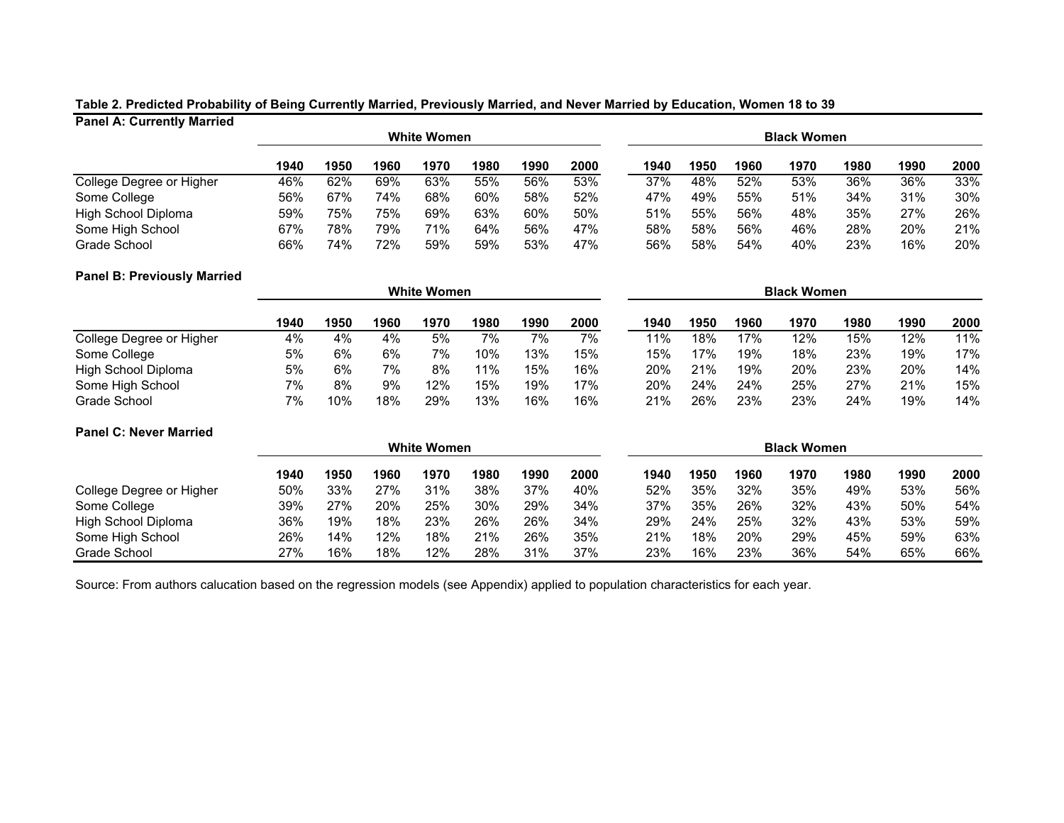**Table 2. Predicted Probability of Being Currently Married, Previously Married, and Never Married by Education, Women 18 to 39**

**Panel A: Currently Married**

| | White Women | | | | | | | Black Women | | | | | | |
|---|---|---|---|---|---|---|---|---|---|---|---|---|---|---|
| | 1940 | 1950 | 1960 | 1970 | 1980 | 1990 | 2000 | 1940 | 1950 | 1960 | 1970 | 1980 | 1990 | 2000 |
| College Degree or Higher | 46% | 62% | 69% | 63% | 55% | 56% | 53% | 37% | 48% | 52% | 53% | 36% | 36% | 33% |
| Some College | 56% | 67% | 74% | 68% | 60% | 58% | 52% | 47% | 49% | 55% | 51% | 34% | 31% | 30% |
| High School Diploma | 59% | 75% | 75% | 69% | 63% | 60% | 50% | 51% | 55% | 56% | 48% | 35% | 27% | 26% |
| Some High School | 67% | 78% | 79% | 71% | 64% | 56% | 47% | 58% | 58% | 56% | 46% | 28% | 20% | 21% |
| Grade School | 66% | 74% | 72% | 59% | 59% | 53% | 47% | 56% | 58% | 54% | 40% | 23% | 16% | 20% |

**Panel B: Previously Married**

| | White Women | | | | | | | Black Women | | | | | | |
|---|---|---|---|---|---|---|---|---|---|---|---|---|---|---|
| | 1940 | 1950 | 1960 | 1970 | 1980 | 1990 | 2000 | 1940 | 1950 | 1960 | 1970 | 1980 | 1990 | 2000 |
| College Degree or Higher | 4% | 4% | 4% | 5% | 7% | 7% | 7% | 11% | 18% | 17% | 12% | 15% | 12% | 11% |
| Some College | 5% | 6% | 6% | 7% | 10% | 13% | 15% | 15% | 17% | 19% | 18% | 23% | 19% | 17% |
| High School Diploma | 5% | 6% | 7% | 8% | 11% | 15% | 16% | 20% | 21% | 19% | 20% | 23% | 20% | 14% |
| Some High School | 7% | 8% | 9% | 12% | 15% | 19% | 17% | 20% | 24% | 24% | 25% | 27% | 21% | 15% |
| Grade School | 7% | 10% | 18% | 29% | 13% | 16% | 16% | 21% | 26% | 23% | 23% | 24% | 19% | 14% |

**Panel C: Never Married**

| | White Women | | | | | | | Black Women | | | | | | |
|---|---|---|---|---|---|---|---|---|---|---|---|---|---|---|
| | 1940 | 1950 | 1960 | 1970 | 1980 | 1990 | 2000 | 1940 | 1950 | 1960 | 1970 | 1980 | 1990 | 2000 |
| College Degree or Higher | 50% | 33% | 27% | 31% | 38% | 37% | 40% | 52% | 35% | 32% | 35% | 49% | 53% | 56% |
| Some College | 39% | 27% | 20% | 25% | 30% | 29% | 34% | 37% | 35% | 26% | 32% | 43% | 50% | 54% |
| High School Diploma | 36% | 19% | 18% | 23% | 26% | 26% | 34% | 29% | 24% | 25% | 32% | 43% | 53% | 59% |
| Some High School | 26% | 14% | 12% | 18% | 21% | 26% | 35% | 21% | 18% | 20% | 29% | 45% | 59% | 63% |
| Grade School | 27% | 16% | 18% | 12% | 28% | 31% | 37% | 23% | 16% | 23% | 36% | 54% | 65% | 66% |

Source: From authors calucation based on the regression models (see Appendix) applied to population characteristics for each year.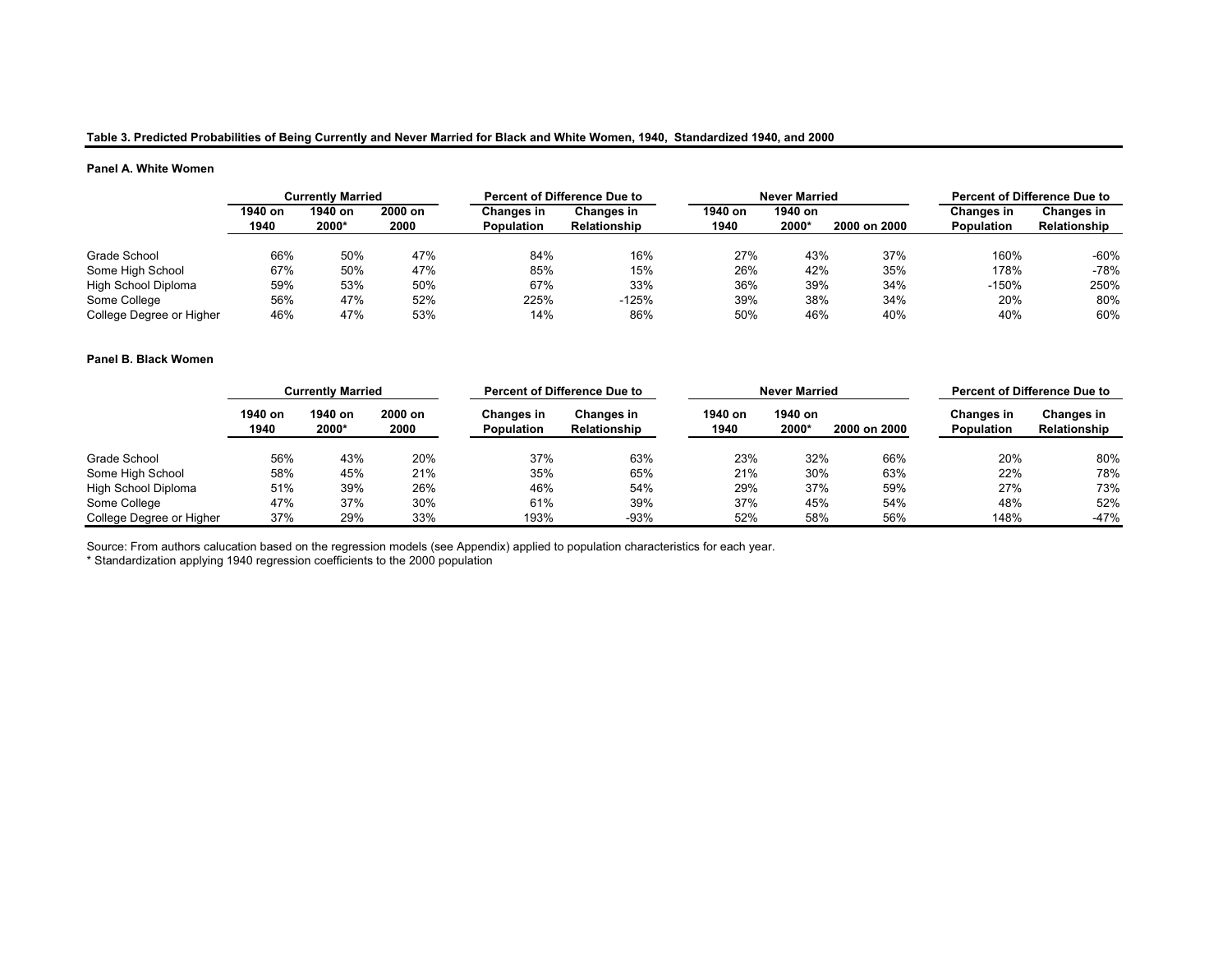**Table 3. Predicted Probabilities of Being Currently and Never Married for Black and White Women, 1940, Standardized 1940, and 2000**

**Panel A. White Women**

| | Currently Married | | | Percent of Difference Due to | | Never Married | | | Percent of Difference Due to | |
|---|---|---|---|---|---|---|---|---|---|---|
| | 1940 on 1940 | 1940 on 2000* | 2000 on 2000 | Changes in Population | Changes in Relationship | 1940 on 1940 | 1940 on 2000* | 2000 on 2000 | Changes in Population | Changes in Relationship |
| Grade School | 66% | 50% | 47% | 84% | 16% | 27% | 43% | 37% | 160% | -60% |
| Some High School | 67% | 50% | 47% | 85% | 15% | 26% | 42% | 35% | 178% | -78% |
| High School Diploma | 59% | 53% | 50% | 67% | 33% | 36% | 39% | 34% | -150% | 250% |
| Some College | 56% | 47% | 52% | 225% | -125% | 39% | 38% | 34% | 20% | 80% |
| College Degree or Higher | 46% | 47% | 53% | 14% | 86% | 50% | 46% | 40% | 40% | 60% |

**Panel B. Black Women**

| | Currently Married | | | Percent of Difference Due to | | Never Married | | | Percent of Difference Due to | |
|---|---|---|---|---|---|---|---|---|---|---|
| | 1940 on 1940 | 1940 on 2000* | 2000 on 2000 | Changes in Population | Changes in Relationship | 1940 on 1940 | 1940 on 2000* | 2000 on 2000 | Changes in Population | Changes in Relationship |
| Grade School | 56% | 43% | 20% | 37% | 63% | 23% | 32% | 66% | 20% | 80% |
| Some High School | 58% | 45% | 21% | 35% | 65% | 21% | 30% | 63% | 22% | 78% |
| High School Diploma | 51% | 39% | 26% | 46% | 54% | 29% | 37% | 59% | 27% | 73% |
| Some College | 47% | 37% | 30% | 61% | 39% | 37% | 45% | 54% | 48% | 52% |
| College Degree or Higher | 37% | 29% | 33% | 193% | -93% | 52% | 58% | 56% | 148% | -47% |

Source: From authors calucation based on the regression models (see Appendix) applied to population characteristics for each year.
* Standardization applying 1940 regression coefficients to the 2000 population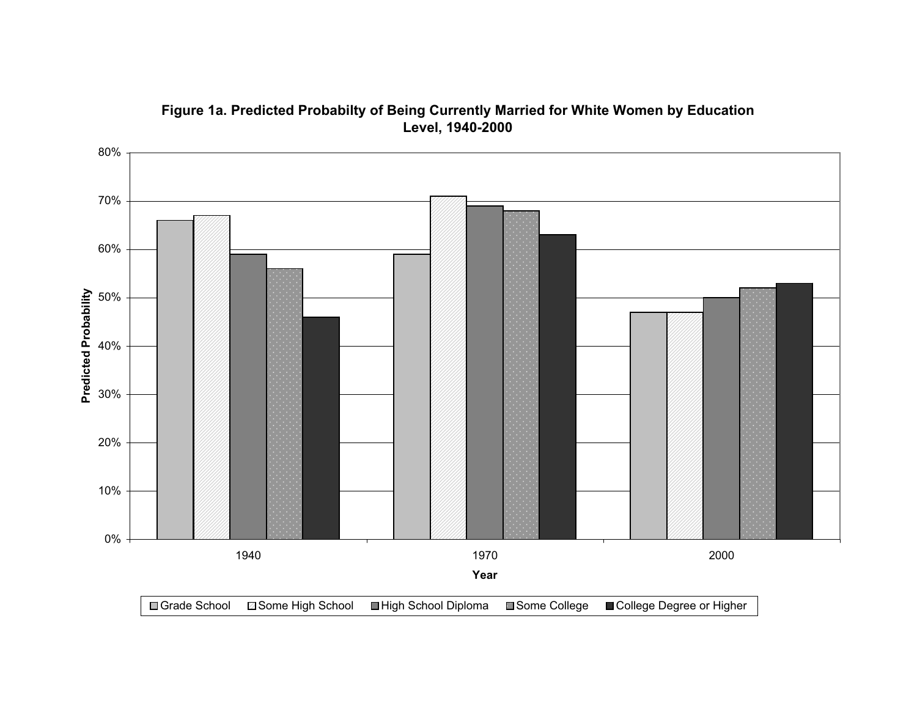**Figure 1a. Predicted Probabilty of Being Currently Married for White Women by Education Level, 1940-2000**

| Year | Grade School | Some High School | High School Diploma | Some College | College Degree or Higher |
|---|---|---|---|---|---|
| 1940 | 66% | 67% | 59% | 56% | 46% |
| 1970 | 59% | 71% | 69% | 68% | 63% |
| 2000 | 47% | 47% | 50% | 52% | 53% |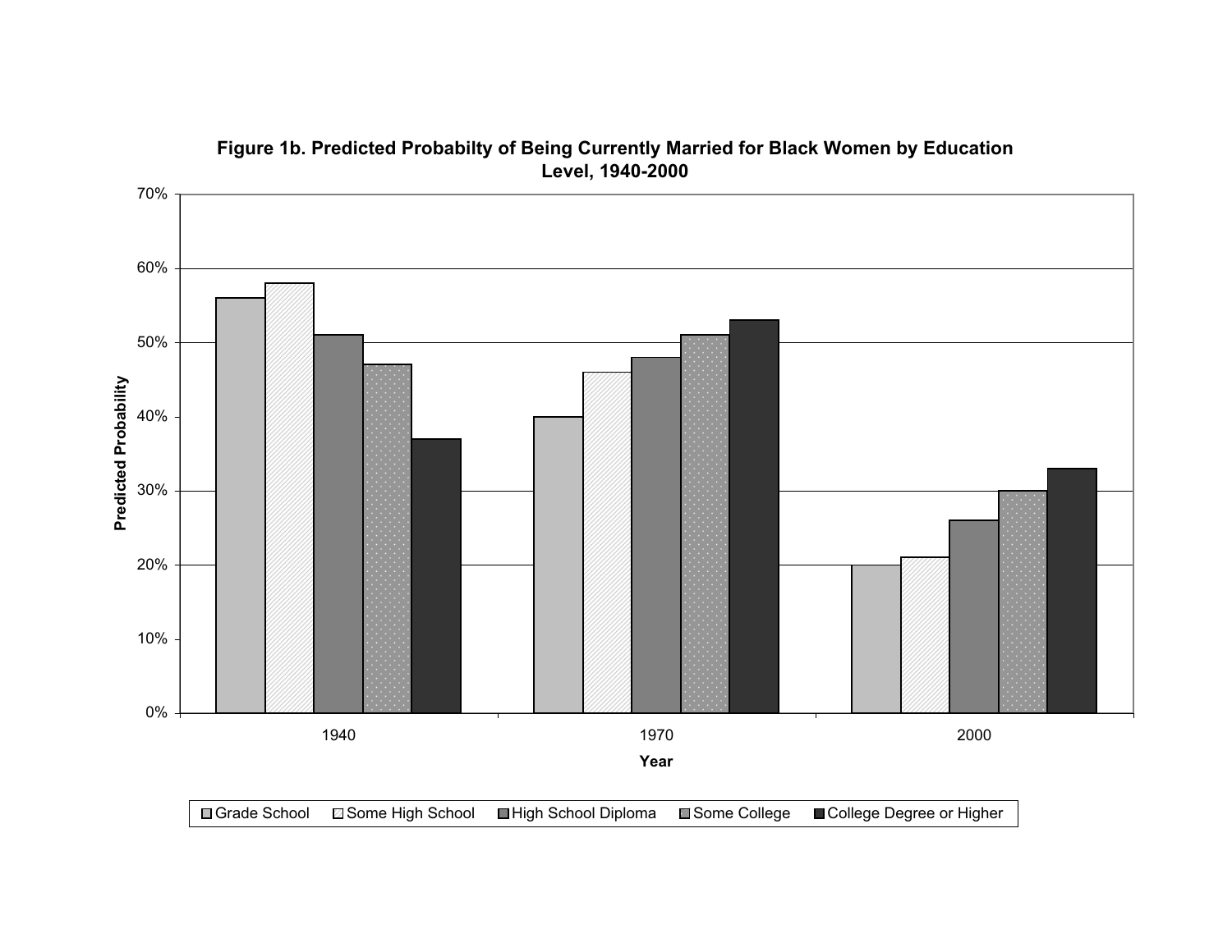**Figure 1b. Predicted Probabilty of Being Currently Married for Black Women by Education Level, 1940-2000**

| Year | Grade School | Some High School | High School Diploma | Some College | College Degree or Higher |
|---|---|---|---|---|---|
| 1940 | 56% | 58% | 51% | 47% | 37% |
| 1970 | 40% | 46% | 48% | 51% | 53% |
| 2000 | 20% | 21% | 26% | 30% | 33% |

Predicted Probability

Year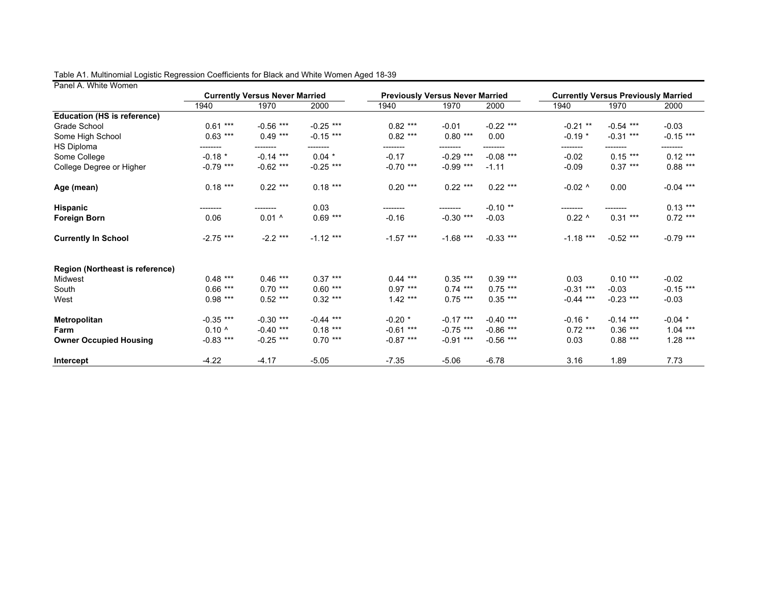Table A1. Multinomial Logistic Regression Coefficients for Black and White Women Aged 18-39

Panel A. White Women

| | Currently Versus Never Married | | | Previously Versus Never Married | | | Currently Versus Previously Married | | |
|---|---|---|---|---|---|---|---|---|---|
| | 1940 | 1970 | 2000 | 1940 | 1970 | 2000 | 1940 | 1970 | 2000 |
| **Education (HS is reference)** | | | | | | | | | |
| Grade School | 0.61 *** | -0.56 *** | -0.25 *** | 0.82 *** | -0.01 | -0.22 *** | -0.21 ** | -0.54 *** | -0.03 |
| Some High School | 0.63 *** | 0.49 *** | -0.15 *** | 0.82 *** | 0.80 *** | 0.00 | -0.19 * | -0.31 *** | -0.15 *** |
| HS Diploma | -------- | -------- | -------- | -------- | -------- | -------- | -------- | -------- | -------- |
| Some College | -0.18 * | -0.14 *** | 0.04 * | -0.17 | -0.29 *** | -0.08 *** | -0.02 | 0.15 *** | 0.12 *** |
| College Degree or Higher | -0.79 *** | -0.62 *** | -0.25 *** | -0.70 *** | -0.99 *** | -1.11 | -0.09 | 0.37 *** | 0.88 *** |
| **Age (mean)** | 0.18 *** | 0.22 *** | 0.18 *** | 0.20 *** | 0.22 *** | 0.22 *** | -0.02 ^ | 0.00 | -0.04 *** |
| **Hispanic** | -------- | -------- | 0.03 | -------- | -------- | -0.10 ** | -------- | -------- | 0.13 *** |
| **Foreign Born** | 0.06 | 0.01 ^ | 0.69 *** | -0.16 | -0.30 *** | -0.03 | 0.22 ^ | 0.31 *** | 0.72 *** |
| **Currently In School** | -2.75 *** | -2.2 *** | -1.12 *** | -1.57 *** | -1.68 *** | -0.33 *** | -1.18 *** | -0.52 *** | -0.79 *** |
| **Region (Northeast is reference)** | | | | | | | | | |
| Midwest | 0.48 *** | 0.46 *** | 0.37 *** | 0.44 *** | 0.35 *** | 0.39 *** | 0.03 | 0.10 *** | -0.02 |
| South | 0.66 *** | 0.70 *** | 0.60 *** | 0.97 *** | 0.74 *** | 0.75 *** | -0.31 *** | -0.03 | -0.15 *** |
| West | 0.98 *** | 0.52 *** | 0.32 *** | 1.42 *** | 0.75 *** | 0.35 *** | -0.44 *** | -0.23 *** | -0.03 |
| **Metropolitan** | -0.35 *** | -0.30 *** | -0.44 *** | -0.20 * | -0.17 *** | -0.40 *** | -0.16 * | -0.14 *** | -0.04 * |
| **Farm** | 0.10 ^ | -0.40 *** | 0.18 *** | -0.61 *** | -0.75 *** | -0.86 *** | 0.72 *** | 0.36 *** | 1.04 *** |
| **Owner Occupied Housing** | -0.83 *** | -0.25 *** | 0.70 *** | -0.87 *** | -0.91 *** | -0.56 *** | 0.03 | 0.88 *** | 1.28 *** |
| **Intercept** | -4.22 | -4.17 | -5.05 | -7.35 | -5.06 | -6.78 | 3.16 | 1.89 | 7.73 |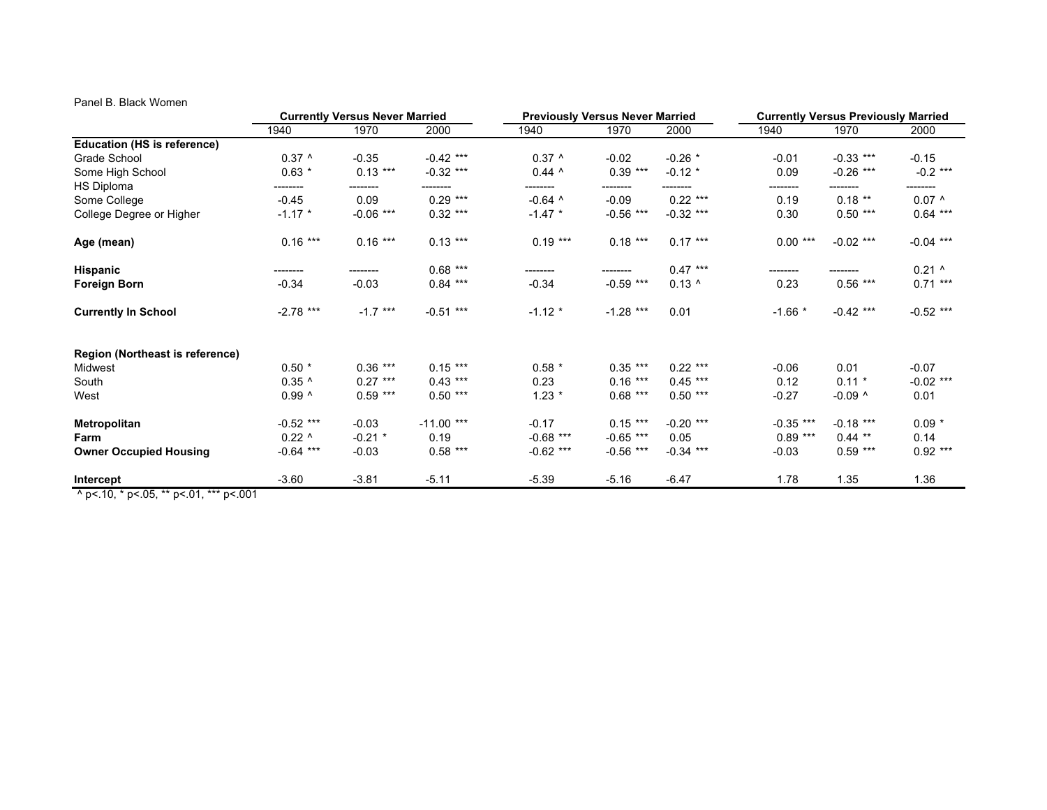Panel B. Black Women

| | Currently Versus Never Married | | | Previously Versus Never Married | | | Currently Versus Previously Married | | |
|---|---|---|---|---|---|---|---|---|---|
| | 1940 | 1970 | 2000 | 1940 | 1970 | 2000 | 1940 | 1970 | 2000 |
| **Education (HS is reference)** | | | | | | | | | |
| Grade School | 0.37 ^ | -0.35 | -0.42 *** | 0.37 ^ | -0.02 | -0.26 * | -0.01 | -0.33 *** | -0.15 |
| Some High School | 0.63 * | 0.13 *** | -0.32 *** | 0.44 ^ | 0.39 *** | -0.12 * | 0.09 | -0.26 *** | -0.2 *** |
| HS Diploma | -------- | -------- | -------- | -------- | -------- | -------- | -------- | -------- | -------- |
| Some College | -0.45 | 0.09 | 0.29 *** | -0.64 ^ | -0.09 | 0.22 *** | 0.19 | 0.18 ** | 0.07 ^ |
| College Degree or Higher | -1.17 * | -0.06 *** | 0.32 *** | -1.47 * | -0.56 *** | -0.32 *** | 0.30 | 0.50 *** | 0.64 *** |
| **Age (mean)** | 0.16 *** | 0.16 *** | 0.13 *** | 0.19 *** | 0.18 *** | 0.17 *** | 0.00 *** | -0.02 *** | -0.04 *** |
| **Hispanic** | -------- | -------- | 0.68 *** | -------- | -------- | 0.47 *** | -------- | -------- | 0.21 ^ |
| **Foreign Born** | -0.34 | -0.03 | 0.84 *** | -0.34 | -0.59 *** | 0.13 ^ | 0.23 | 0.56 *** | 0.71 *** |
| **Currently In School** | -2.78 *** | -1.7 *** | -0.51 *** | -1.12 * | -1.28 *** | 0.01 | -1.66 * | -0.42 *** | -0.52 *** |
| **Region (Northeast is reference)** | | | | | | | | | |
| Midwest | 0.50 * | 0.36 *** | 0.15 *** | 0.58 * | 0.35 *** | 0.22 *** | -0.06 | 0.01 | -0.07 |
| South | 0.35 ^ | 0.27 *** | 0.43 *** | 0.23 | 0.16 *** | 0.45 *** | 0.12 | 0.11 * | -0.02 *** |
| West | 0.99 ^ | 0.59 *** | 0.50 *** | 1.23 * | 0.68 *** | 0.50 *** | -0.27 | -0.09 ^ | 0.01 |
| **Metropolitan** | -0.52 *** | -0.03 | -11.00 *** | -0.17 | 0.15 *** | -0.20 *** | -0.35 *** | -0.18 *** | 0.09 * |
| **Farm** | 0.22 ^ | -0.21 * | 0.19 | -0.68 *** | -0.65 *** | 0.05 | 0.89 *** | 0.44 ** | 0.14 |
| **Owner Occupied Housing** | -0.64 *** | -0.03 | 0.58 *** | -0.62 *** | -0.56 *** | -0.34 *** | -0.03 | 0.59 *** | 0.92 *** |
| **Intercept** | -3.60 | -3.81 | -5.11 | -5.39 | -5.16 | -6.47 | 1.78 | 1.35 | 1.36 |

^ p<.10, * p<.05, ** p<.01, *** p<.001